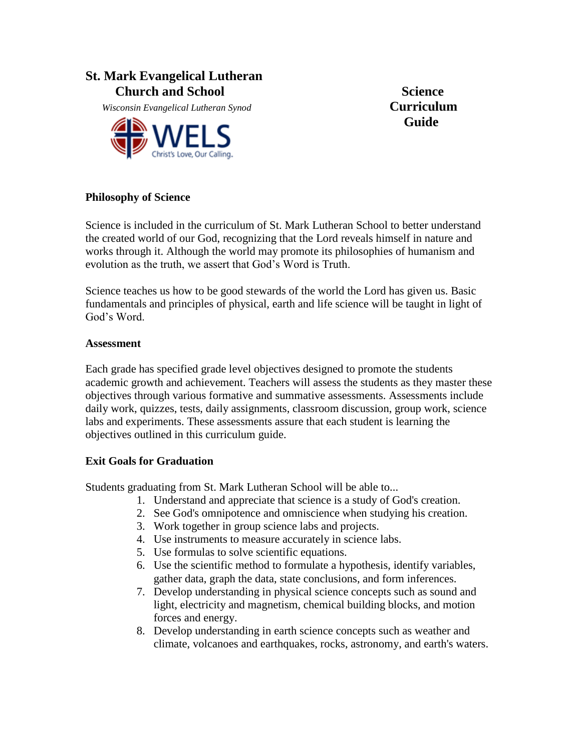# St. Mark Evangelical Lutheran Church and School

*Wisconsin Evangelical Lutheran Synod*

WELS
Christ's Love, Our Calling.

# Science Curriculum Guide

## Philosophy of Science

Science is included in the curriculum of St. Mark Lutheran School to better understand the created world of our God, recognizing that the Lord reveals himself in nature and works through it. Although the world may promote its philosophies of humanism and evolution as the truth, we assert that God's Word is Truth.

Science teaches us how to be good stewards of the world the Lord has given us. Basic fundamentals and principles of physical, earth and life science will be taught in light of God's Word.

## Assessment

Each grade has specified grade level objectives designed to promote the students academic growth and achievement. Teachers will assess the students as they master these objectives through various formative and summative assessments. Assessments include daily work, quizzes, tests, daily assignments, classroom discussion, group work, science labs and experiments. These assessments assure that each student is learning the objectives outlined in this curriculum guide.

## Exit Goals for Graduation

Students graduating from St. Mark Lutheran School will be able to...

1. Understand and appreciate that science is a study of God's creation.
2. See God's omnipotence and omniscience when studying his creation.
3. Work together in group science labs and projects.
4. Use instruments to measure accurately in science labs.
5. Use formulas to solve scientific equations.
6. Use the scientific method to formulate a hypothesis, identify variables, gather data, graph the data, state conclusions, and form inferences.
7. Develop understanding in physical science concepts such as sound and light, electricity and magnetism, chemical building blocks, and motion forces and energy.
8. Develop understanding in earth science concepts such as weather and climate, volcanoes and earthquakes, rocks, astronomy, and earth's waters.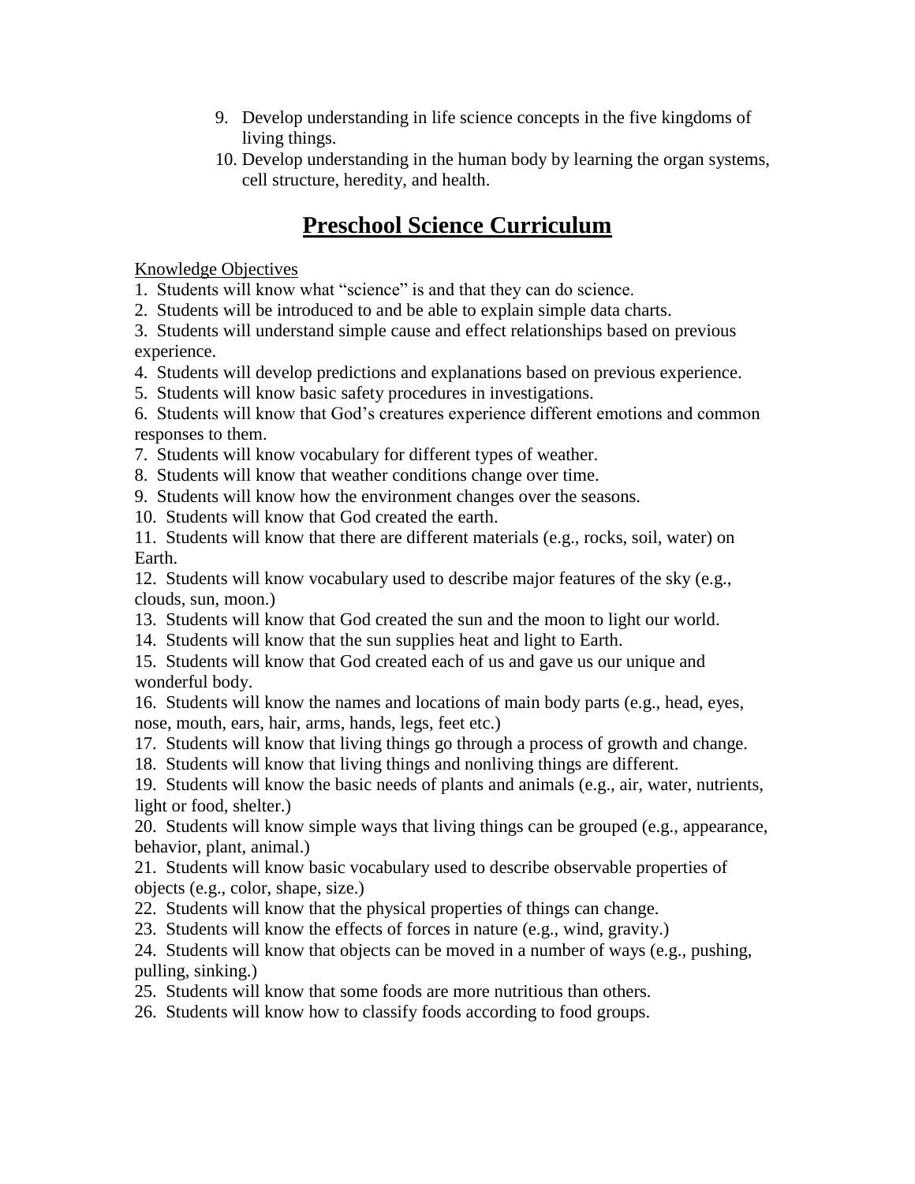9. Develop understanding in life science concepts in the five kingdoms of living things.
10. Develop understanding in the human body by learning the organ systems, cell structure, heredity, and health.

# Preschool Science Curriculum

Knowledge Objectives

1. Students will know what "science" is and that they can do science.
2. Students will be introduced to and be able to explain simple data charts.
3. Students will understand simple cause and effect relationships based on previous experience.
4. Students will develop predictions and explanations based on previous experience.
5. Students will know basic safety procedures in investigations.
6. Students will know that God's creatures experience different emotions and common responses to them.
7. Students will know vocabulary for different types of weather.
8. Students will know that weather conditions change over time.
9. Students will know how the environment changes over the seasons.
10. Students will know that God created the earth.
11. Students will know that there are different materials (e.g., rocks, soil, water) on Earth.
12. Students will know vocabulary used to describe major features of the sky (e.g., clouds, sun, moon.)
13. Students will know that God created the sun and the moon to light our world.
14. Students will know that the sun supplies heat and light to Earth.
15. Students will know that God created each of us and gave us our unique and wonderful body.
16. Students will know the names and locations of main body parts (e.g., head, eyes, nose, mouth, ears, hair, arms, hands, legs, feet etc.)
17. Students will know that living things go through a process of growth and change.
18. Students will know that living things and nonliving things are different.
19. Students will know the basic needs of plants and animals (e.g., air, water, nutrients, light or food, shelter.)
20. Students will know simple ways that living things can be grouped (e.g., appearance, behavior, plant, animal.)
21. Students will know basic vocabulary used to describe observable properties of objects (e.g., color, shape, size.)
22. Students will know that the physical properties of things can change.
23. Students will know the effects of forces in nature (e.g., wind, gravity.)
24. Students will know that objects can be moved in a number of ways (e.g., pushing, pulling, sinking.)
25. Students will know that some foods are more nutritious than others.
26. Students will know how to classify foods according to food groups.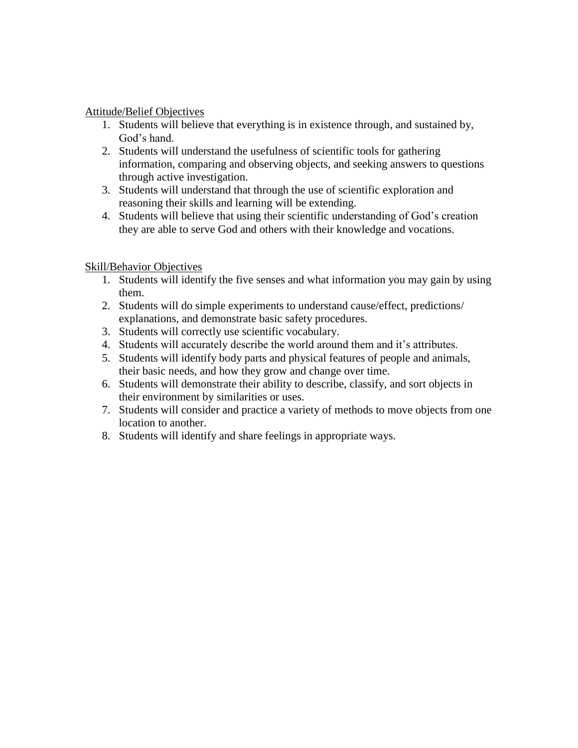<u>Attitude/Belief Objectives</u>

1. Students will believe that everything is in existence through, and sustained by, God's hand.
2. Students will understand the usefulness of scientific tools for gathering information, comparing and observing objects, and seeking answers to questions through active investigation.
3. Students will understand that through the use of scientific exploration and reasoning their skills and learning will be extending.
4. Students will believe that using their scientific understanding of God's creation they are able to serve God and others with their knowledge and vocations.

<u>Skill/Behavior Objectives</u>

1. Students will identify the five senses and what information you may gain by using them.
2. Students will do simple experiments to understand cause/effect, predictions/ explanations, and demonstrate basic safety procedures.
3. Students will correctly use scientific vocabulary.
4. Students will accurately describe the world around them and it's attributes.
5. Students will identify body parts and physical features of people and animals, their basic needs, and how they grow and change over time.
6. Students will demonstrate their ability to describe, classify, and sort objects in their environment by similarities or uses.
7. Students will consider and practice a variety of methods to move objects from one location to another.
8. Students will identify and share feelings in appropriate ways.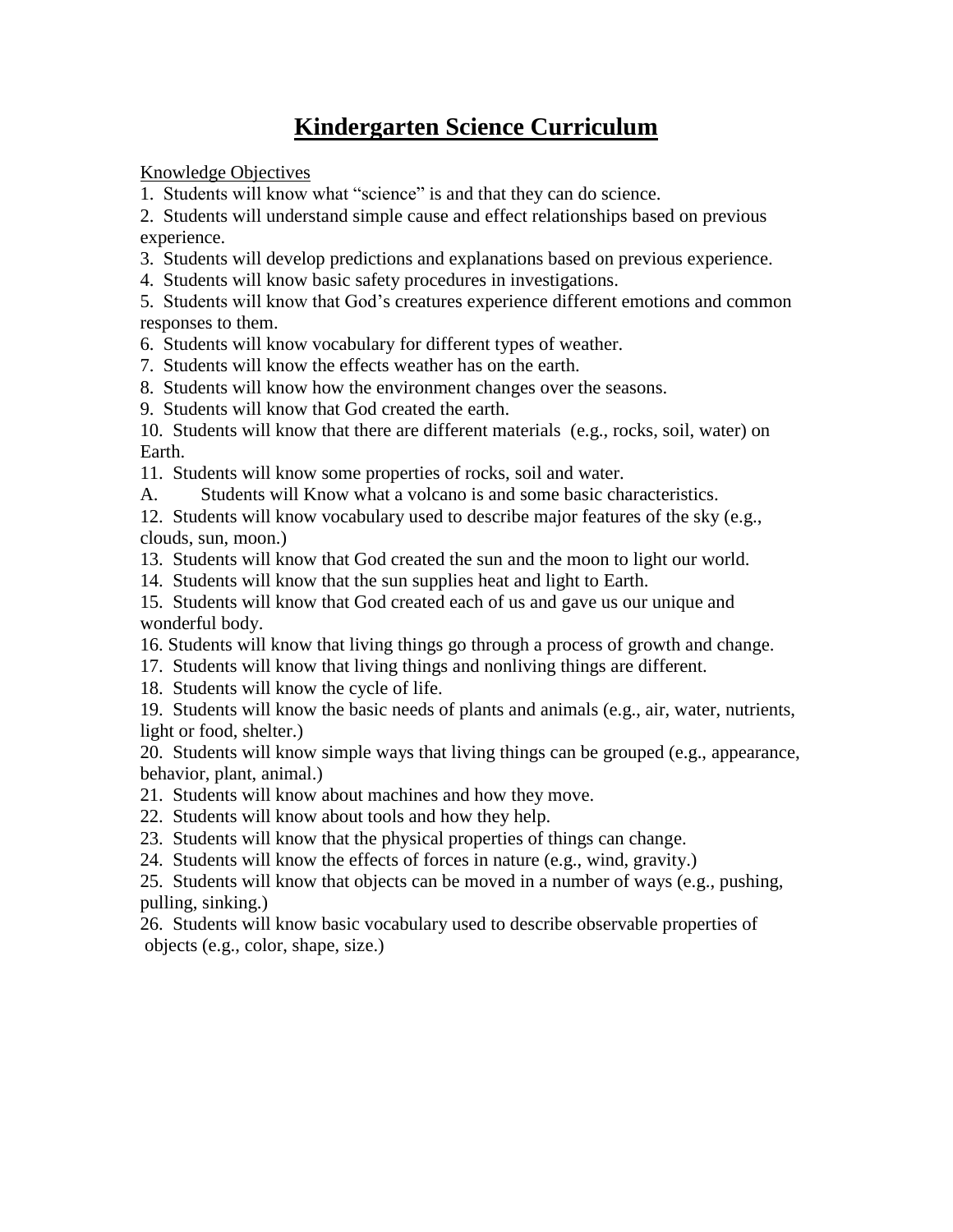# Kindergarten Science Curriculum

Knowledge Objectives

1. Students will know what "science" is and that they can do science.
2. Students will understand simple cause and effect relationships based on previous experience.
3. Students will develop predictions and explanations based on previous experience.
4. Students will know basic safety procedures in investigations.
5. Students will know that God's creatures experience different emotions and common responses to them.
6. Students will know vocabulary for different types of weather.
7. Students will know the effects weather has on the earth.
8. Students will know how the environment changes over the seasons.
9. Students will know that God created the earth.
10. Students will know that there are different materials (e.g., rocks, soil, water) on Earth.
11. Students will know some properties of rocks, soil and water.

A. Students will Know what a volcano is and some basic characteristics.

12. Students will know vocabulary used to describe major features of the sky (e.g., clouds, sun, moon.)
13. Students will know that God created the sun and the moon to light our world.
14. Students will know that the sun supplies heat and light to Earth.
15. Students will know that God created each of us and gave us our unique and wonderful body.
16. Students will know that living things go through a process of growth and change.
17. Students will know that living things and nonliving things are different.
18. Students will know the cycle of life.
19. Students will know the basic needs of plants and animals (e.g., air, water, nutrients, light or food, shelter.)
20. Students will know simple ways that living things can be grouped (e.g., appearance, behavior, plant, animal.)
21. Students will know about machines and how they move.
22. Students will know about tools and how they help.
23. Students will know that the physical properties of things can change.
24. Students will know the effects of forces in nature (e.g., wind, gravity.)
25. Students will know that objects can be moved in a number of ways (e.g., pushing, pulling, sinking.)
26. Students will know basic vocabulary used to describe observable properties of objects (e.g., color, shape, size.)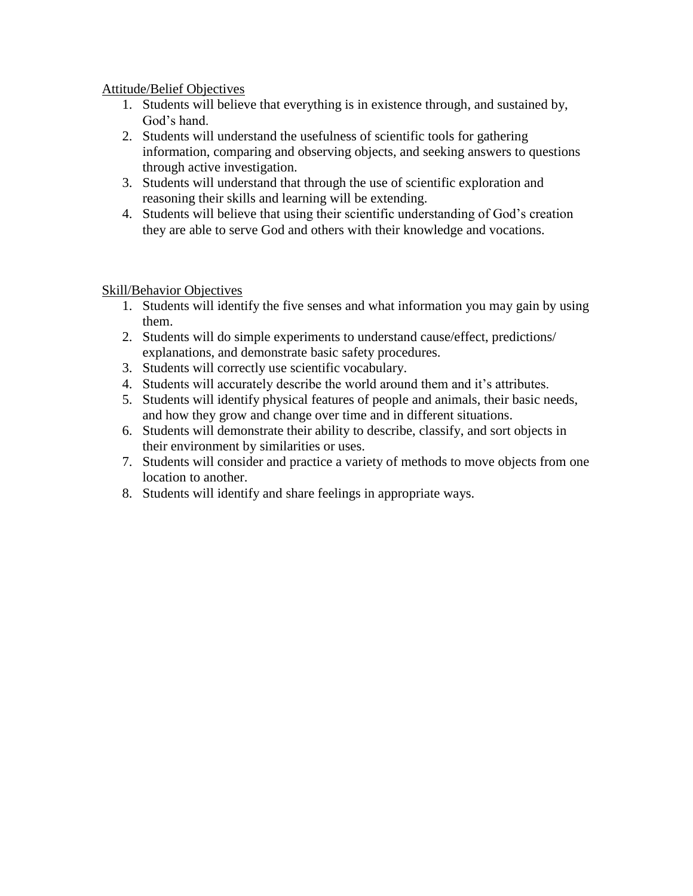Attitude/Belief Objectives

1. Students will believe that everything is in existence through, and sustained by, God's hand.
2. Students will understand the usefulness of scientific tools for gathering information, comparing and observing objects, and seeking answers to questions through active investigation.
3. Students will understand that through the use of scientific exploration and reasoning their skills and learning will be extending.
4. Students will believe that using their scientific understanding of God's creation they are able to serve God and others with their knowledge and vocations.

Skill/Behavior Objectives

1. Students will identify the five senses and what information you may gain by using them.
2. Students will do simple experiments to understand cause/effect, predictions/ explanations, and demonstrate basic safety procedures.
3. Students will correctly use scientific vocabulary.
4. Students will accurately describe the world around them and it's attributes.
5. Students will identify physical features of people and animals, their basic needs, and how they grow and change over time and in different situations.
6. Students will demonstrate their ability to describe, classify, and sort objects in their environment by similarities or uses.
7. Students will consider and practice a variety of methods to move objects from one location to another.
8. Students will identify and share feelings in appropriate ways.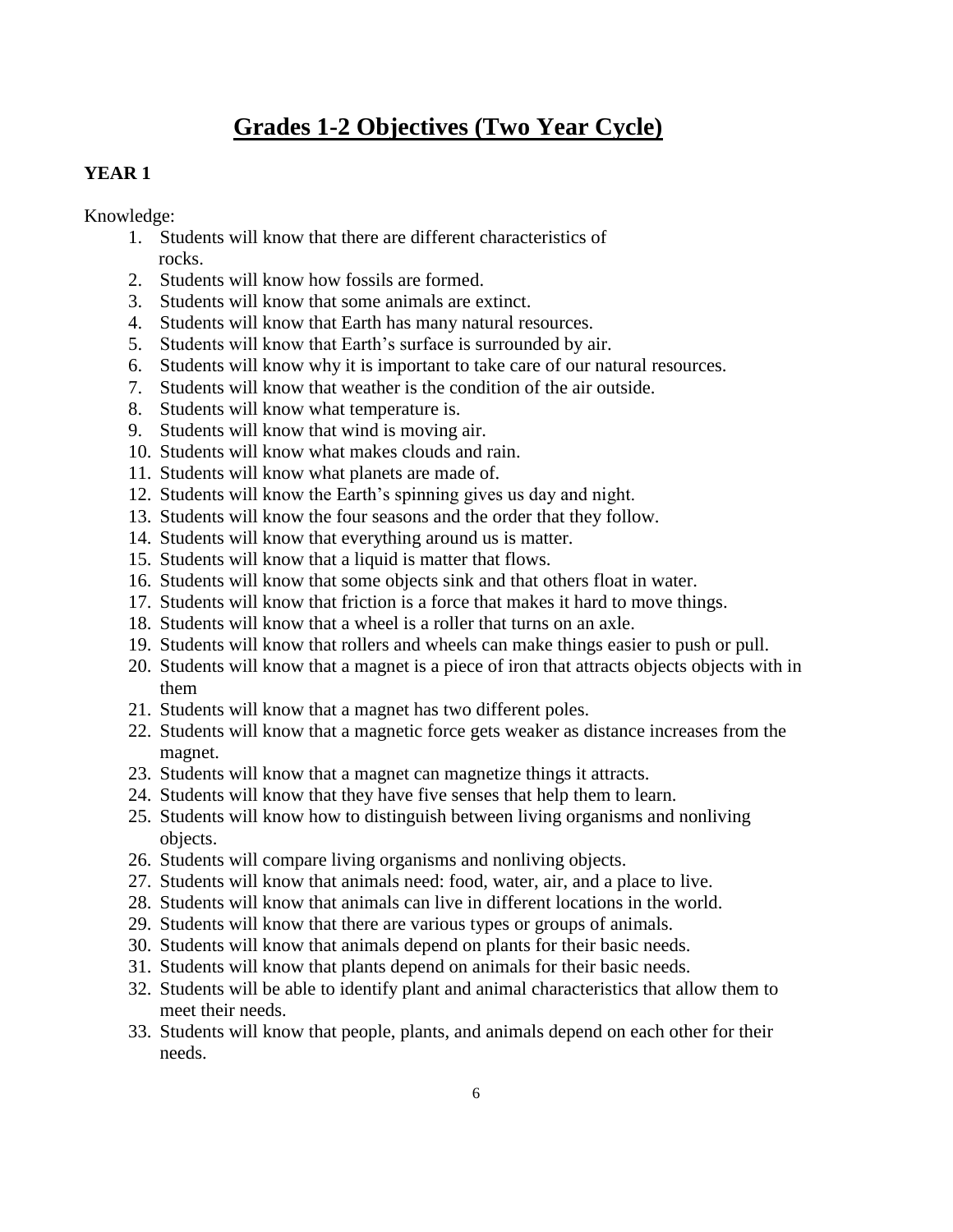# Grades 1-2 Objectives (Two Year Cycle)

**YEAR 1**

Knowledge:

1. Students will know that there are different characteristics of rocks.
2. Students will know how fossils are formed.
3. Students will know that some animals are extinct.
4. Students will know that Earth has many natural resources.
5. Students will know that Earth's surface is surrounded by air.
6. Students will know why it is important to take care of our natural resources.
7. Students will know that weather is the condition of the air outside.
8. Students will know what temperature is.
9. Students will know that wind is moving air.
10. Students will know what makes clouds and rain.
11. Students will know what planets are made of.
12. Students will know the Earth's spinning gives us day and night.
13. Students will know the four seasons and the order that they follow.
14. Students will know that everything around us is matter.
15. Students will know that a liquid is matter that flows.
16. Students will know that some objects sink and that others float in water.
17. Students will know that friction is a force that makes it hard to move things.
18. Students will know that a wheel is a roller that turns on an axle.
19. Students will know that rollers and wheels can make things easier to push or pull.
20. Students will know that a magnet is a piece of iron that attracts objects objects with in them
21. Students will know that a magnet has two different poles.
22. Students will know that a magnetic force gets weaker as distance increases from the magnet.
23. Students will know that a magnet can magnetize things it attracts.
24. Students will know that they have five senses that help them to learn.
25. Students will know how to distinguish between living organisms and nonliving objects.
26. Students will compare living organisms and nonliving objects.
27. Students will know that animals need: food, water, air, and a place to live.
28. Students will know that animals can live in different locations in the world.
29. Students will know that there are various types or groups of animals.
30. Students will know that animals depend on plants for their basic needs.
31. Students will know that plants depend on animals for their basic needs.
32. Students will be able to identify plant and animal characteristics that allow them to meet their needs.
33. Students will know that people, plants, and animals depend on each other for their needs.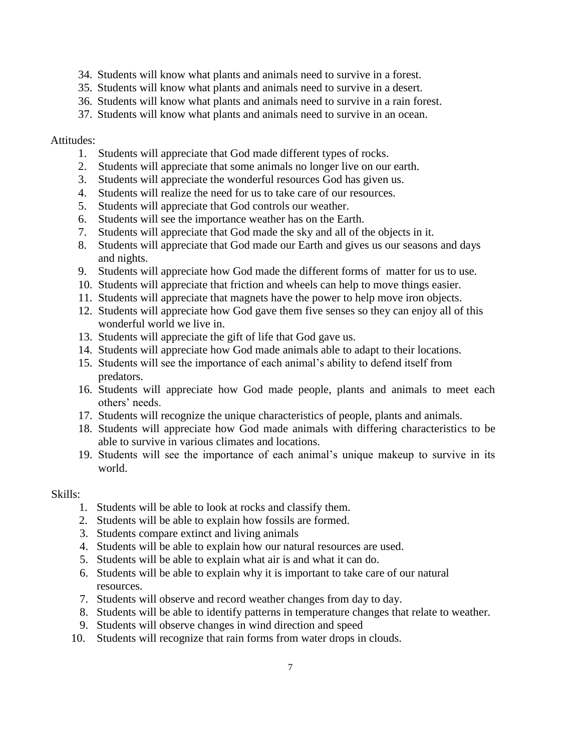34. Students will know what plants and animals need to survive in a forest.
35. Students will know what plants and animals need to survive in a desert.
36. Students will know what plants and animals need to survive in a rain forest.
37. Students will know what plants and animals need to survive in an ocean.

Attitudes:

1. Students will appreciate that God made different types of rocks.
2. Students will appreciate that some animals no longer live on our earth.
3. Students will appreciate the wonderful resources God has given us.
4. Students will realize the need for us to take care of our resources.
5. Students will appreciate that God controls our weather.
6. Students will see the importance weather has on the Earth.
7. Students will appreciate that God made the sky and all of the objects in it.
8. Students will appreciate that God made our Earth and gives us our seasons and days and nights.
9. Students will appreciate how God made the different forms of matter for us to use.
10. Students will appreciate that friction and wheels can help to move things easier.
11. Students will appreciate that magnets have the power to help move iron objects.
12. Students will appreciate how God gave them five senses so they can enjoy all of this wonderful world we live in.
13. Students will appreciate the gift of life that God gave us.
14. Students will appreciate how God made animals able to adapt to their locations.
15. Students will see the importance of each animal's ability to defend itself from predators.
16. Students will appreciate how God made people, plants and animals to meet each others' needs.
17. Students will recognize the unique characteristics of people, plants and animals.
18. Students will appreciate how God made animals with differing characteristics to be able to survive in various climates and locations.
19. Students will see the importance of each animal's unique makeup to survive in its world.

Skills:

1. Students will be able to look at rocks and classify them.
2. Students will be able to explain how fossils are formed.
3. Students compare extinct and living animals
4. Students will be able to explain how our natural resources are used.
5. Students will be able to explain what air is and what it can do.
6. Students will be able to explain why it is important to take care of our natural resources.
7. Students will observe and record weather changes from day to day.
8. Students will be able to identify patterns in temperature changes that relate to weather.
9. Students will observe changes in wind direction and speed
10. Students will recognize that rain forms from water drops in clouds.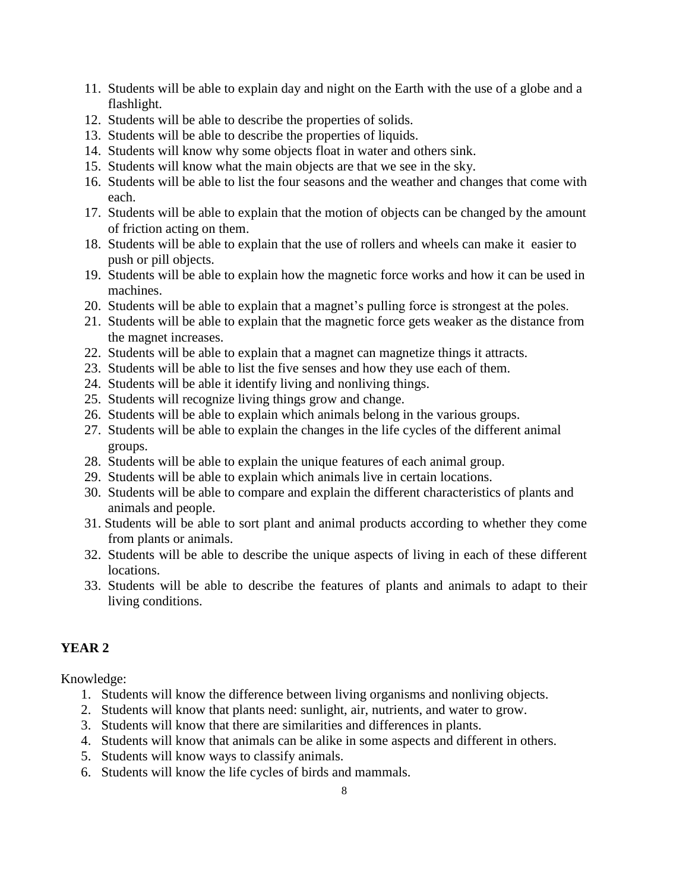11. Students will be able to explain day and night on the Earth with the use of a globe and a flashlight.
12. Students will be able to describe the properties of solids.
13. Students will be able to describe the properties of liquids.
14. Students will know why some objects float in water and others sink.
15. Students will know what the main objects are that we see in the sky.
16. Students will be able to list the four seasons and the weather and changes that come with each.
17. Students will be able to explain that the motion of objects can be changed by the amount of friction acting on them.
18. Students will be able to explain that the use of rollers and wheels can make it easier to push or pill objects.
19. Students will be able to explain how the magnetic force works and how it can be used in machines.
20. Students will be able to explain that a magnet's pulling force is strongest at the poles.
21. Students will be able to explain that the magnetic force gets weaker as the distance from the magnet increases.
22. Students will be able to explain that a magnet can magnetize things it attracts.
23. Students will be able to list the five senses and how they use each of them.
24. Students will be able it identify living and nonliving things.
25. Students will recognize living things grow and change.
26. Students will be able to explain which animals belong in the various groups.
27. Students will be able to explain the changes in the life cycles of the different animal groups.
28. Students will be able to explain the unique features of each animal group.
29. Students will be able to explain which animals live in certain locations.
30. Students will be able to compare and explain the different characteristics of plants and animals and people.
31. Students will be able to sort plant and animal products according to whether they come from plants or animals.
32. Students will be able to describe the unique aspects of living in each of these different locations.
33. Students will be able to describe the features of plants and animals to adapt to their living conditions.

## YEAR 2

Knowledge:

1. Students will know the difference between living organisms and nonliving objects.
2. Students will know that plants need: sunlight, air, nutrients, and water to grow.
3. Students will know that there are similarities and differences in plants.
4. Students will know that animals can be alike in some aspects and different in others.
5. Students will know ways to classify animals.
6. Students will know the life cycles of birds and mammals.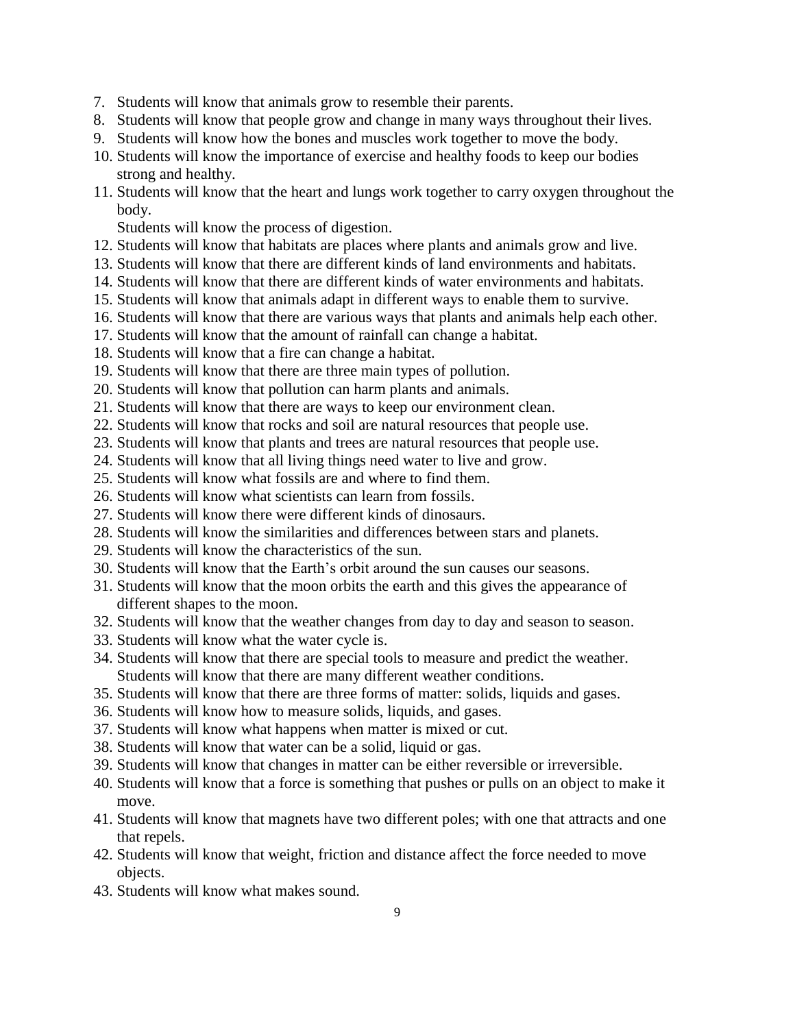7. Students will know that animals grow to resemble their parents.
8. Students will know that people grow and change in many ways throughout their lives.
9. Students will know how the bones and muscles work together to move the body.
10. Students will know the importance of exercise and healthy foods to keep our bodies strong and healthy.
11. Students will know that the heart and lungs work together to carry oxygen throughout the body.
    Students will know the process of digestion.
12. Students will know that habitats are places where plants and animals grow and live.
13. Students will know that there are different kinds of land environments and habitats.
14. Students will know that there are different kinds of water environments and habitats.
15. Students will know that animals adapt in different ways to enable them to survive.
16. Students will know that there are various ways that plants and animals help each other.
17. Students will know that the amount of rainfall can change a habitat.
18. Students will know that a fire can change a habitat.
19. Students will know that there are three main types of pollution.
20. Students will know that pollution can harm plants and animals.
21. Students will know that there are ways to keep our environment clean.
22. Students will know that rocks and soil are natural resources that people use.
23. Students will know that plants and trees are natural resources that people use.
24. Students will know that all living things need water to live and grow.
25. Students will know what fossils are and where to find them.
26. Students will know what scientists can learn from fossils.
27. Students will know there were different kinds of dinosaurs.
28. Students will know the similarities and differences between stars and planets.
29. Students will know the characteristics of the sun.
30. Students will know that the Earth's orbit around the sun causes our seasons.
31. Students will know that the moon orbits the earth and this gives the appearance of different shapes to the moon.
32. Students will know that the weather changes from day to day and season to season.
33. Students will know what the water cycle is.
34. Students will know that there are special tools to measure and predict the weather.
    Students will know that there are many different weather conditions.
35. Students will know that there are three forms of matter: solids, liquids and gases.
36. Students will know how to measure solids, liquids, and gases.
37. Students will know what happens when matter is mixed or cut.
38. Students will know that water can be a solid, liquid or gas.
39. Students will know that changes in matter can be either reversible or irreversible.
40. Students will know that a force is something that pushes or pulls on an object to make it move.
41. Students will know that magnets have two different poles; with one that attracts and one that repels.
42. Students will know that weight, friction and distance affect the force needed to move objects.
43. Students will know what makes sound.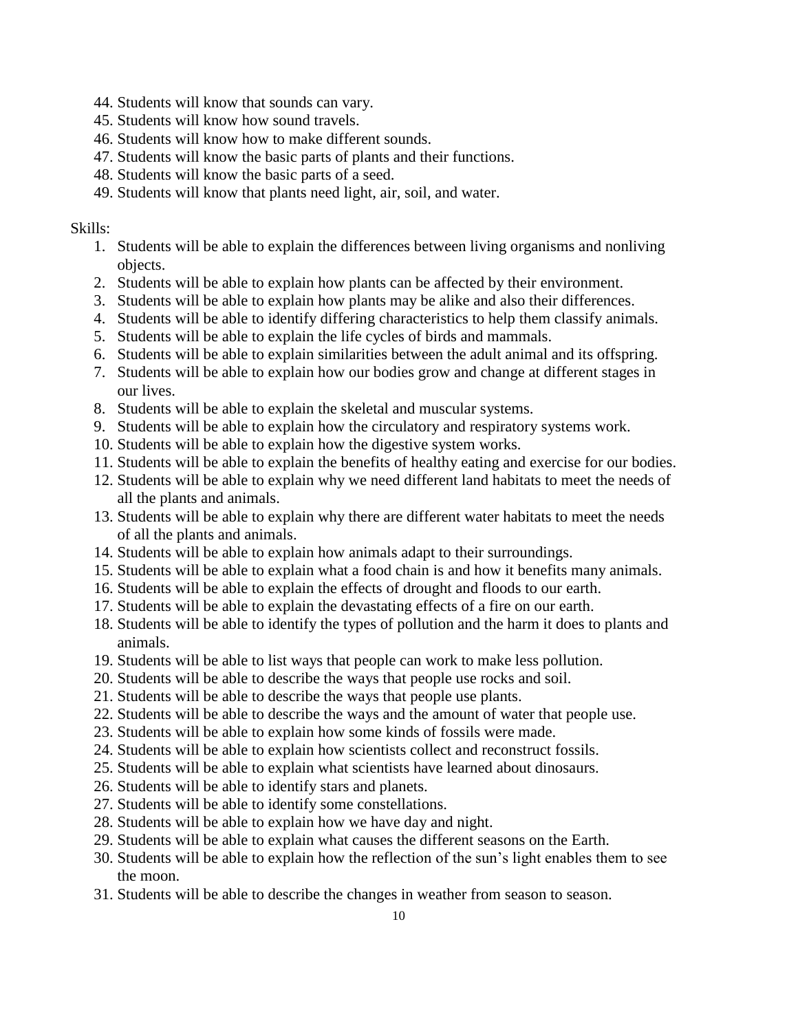44. Students will know that sounds can vary.
45. Students will know how sound travels.
46. Students will know how to make different sounds.
47. Students will know the basic parts of plants and their functions.
48. Students will know the basic parts of a seed.
49. Students will know that plants need light, air, soil, and water.

Skills:

1. Students will be able to explain the differences between living organisms and nonliving objects.
2. Students will be able to explain how plants can be affected by their environment.
3. Students will be able to explain how plants may be alike and also their differences.
4. Students will be able to identify differing characteristics to help them classify animals.
5. Students will be able to explain the life cycles of birds and mammals.
6. Students will be able to explain similarities between the adult animal and its offspring.
7. Students will be able to explain how our bodies grow and change at different stages in our lives.
8. Students will be able to explain the skeletal and muscular systems.
9. Students will be able to explain how the circulatory and respiratory systems work.
10. Students will be able to explain how the digestive system works.
11. Students will be able to explain the benefits of healthy eating and exercise for our bodies.
12. Students will be able to explain why we need different land habitats to meet the needs of all the plants and animals.
13. Students will be able to explain why there are different water habitats to meet the needs of all the plants and animals.
14. Students will be able to explain how animals adapt to their surroundings.
15. Students will be able to explain what a food chain is and how it benefits many animals.
16. Students will be able to explain the effects of drought and floods to our earth.
17. Students will be able to explain the devastating effects of a fire on our earth.
18. Students will be able to identify the types of pollution and the harm it does to plants and animals.
19. Students will be able to list ways that people can work to make less pollution.
20. Students will be able to describe the ways that people use rocks and soil.
21. Students will be able to describe the ways that people use plants.
22. Students will be able to describe the ways and the amount of water that people use.
23. Students will be able to explain how some kinds of fossils were made.
24. Students will be able to explain how scientists collect and reconstruct fossils.
25. Students will be able to explain what scientists have learned about dinosaurs.
26. Students will be able to identify stars and planets.
27. Students will be able to identify some constellations.
28. Students will be able to explain how we have day and night.
29. Students will be able to explain what causes the different seasons on the Earth.
30. Students will be able to explain how the reflection of the sun's light enables them to see the moon.
31. Students will be able to describe the changes in weather from season to season.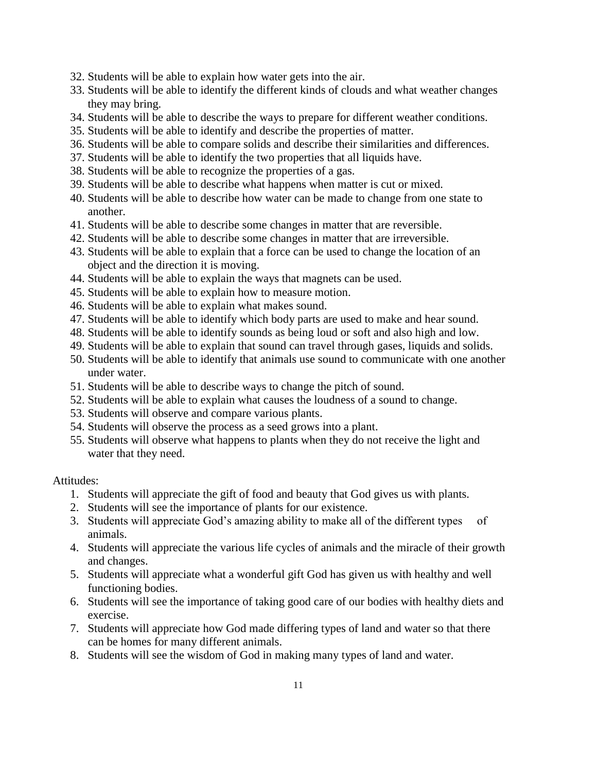32. Students will be able to explain how water gets into the air.
33. Students will be able to identify the different kinds of clouds and what weather changes they may bring.
34. Students will be able to describe the ways to prepare for different weather conditions.
35. Students will be able to identify and describe the properties of matter.
36. Students will be able to compare solids and describe their similarities and differences.
37. Students will be able to identify the two properties that all liquids have.
38. Students will be able to recognize the properties of a gas.
39. Students will be able to describe what happens when matter is cut or mixed.
40. Students will be able to describe how water can be made to change from one state to another.
41. Students will be able to describe some changes in matter that are reversible.
42. Students will be able to describe some changes in matter that are irreversible.
43. Students will be able to explain that a force can be used to change the location of an object and the direction it is moving.
44. Students will be able to explain the ways that magnets can be used.
45. Students will be able to explain how to measure motion.
46. Students will be able to explain what makes sound.
47. Students will be able to identify which body parts are used to make and hear sound.
48. Students will be able to identify sounds as being loud or soft and also high and low.
49. Students will be able to explain that sound can travel through gases, liquids and solids.
50. Students will be able to identify that animals use sound to communicate with one another under water.
51. Students will be able to describe ways to change the pitch of sound.
52. Students will be able to explain what causes the loudness of a sound to change.
53. Students will observe and compare various plants.
54. Students will observe the process as a seed grows into a plant.
55. Students will observe what happens to plants when they do not receive the light and water that they need.

Attitudes:

1. Students will appreciate the gift of food and beauty that God gives us with plants.
2. Students will see the importance of plants for our existence.
3. Students will appreciate God's amazing ability to make all of the different types of animals.
4. Students will appreciate the various life cycles of animals and the miracle of their growth and changes.
5. Students will appreciate what a wonderful gift God has given us with healthy and well functioning bodies.
6. Students will see the importance of taking good care of our bodies with healthy diets and exercise.
7. Students will appreciate how God made differing types of land and water so that there can be homes for many different animals.
8. Students will see the wisdom of God in making many types of land and water.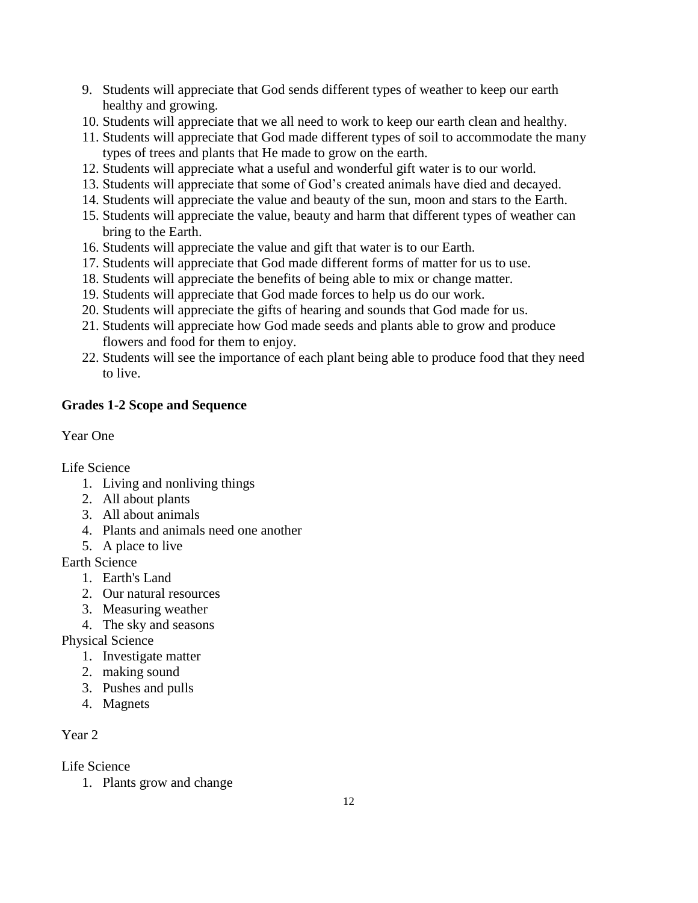9. Students will appreciate that God sends different types of weather to keep our earth healthy and growing.
10. Students will appreciate that we all need to work to keep our earth clean and healthy.
11. Students will appreciate that God made different types of soil to accommodate the many types of trees and plants that He made to grow on the earth.
12. Students will appreciate what a useful and wonderful gift water is to our world.
13. Students will appreciate that some of God's created animals have died and decayed.
14. Students will appreciate the value and beauty of the sun, moon and stars to the Earth.
15. Students will appreciate the value, beauty and harm that different types of weather can bring to the Earth.
16. Students will appreciate the value and gift that water is to our Earth.
17. Students will appreciate that God made different forms of matter for us to use.
18. Students will appreciate the benefits of being able to mix or change matter.
19. Students will appreciate that God made forces to help us do our work.
20. Students will appreciate the gifts of hearing and sounds that God made for us.
21. Students will appreciate how God made seeds and plants able to grow and produce flowers and food for them to enjoy.
22. Students will see the importance of each plant being able to produce food that they need to live.

**Grades 1-2 Scope and Sequence**

Year One

Life Science

1. Living and nonliving things
2. All about plants
3. All about animals
4. Plants and animals need one another
5. A place to live

Earth Science

1. Earth's Land
2. Our natural resources
3. Measuring weather
4. The sky and seasons

Physical Science

1. Investigate matter
2. making sound
3. Pushes and pulls
4. Magnets

Year 2

Life Science

1. Plants grow and change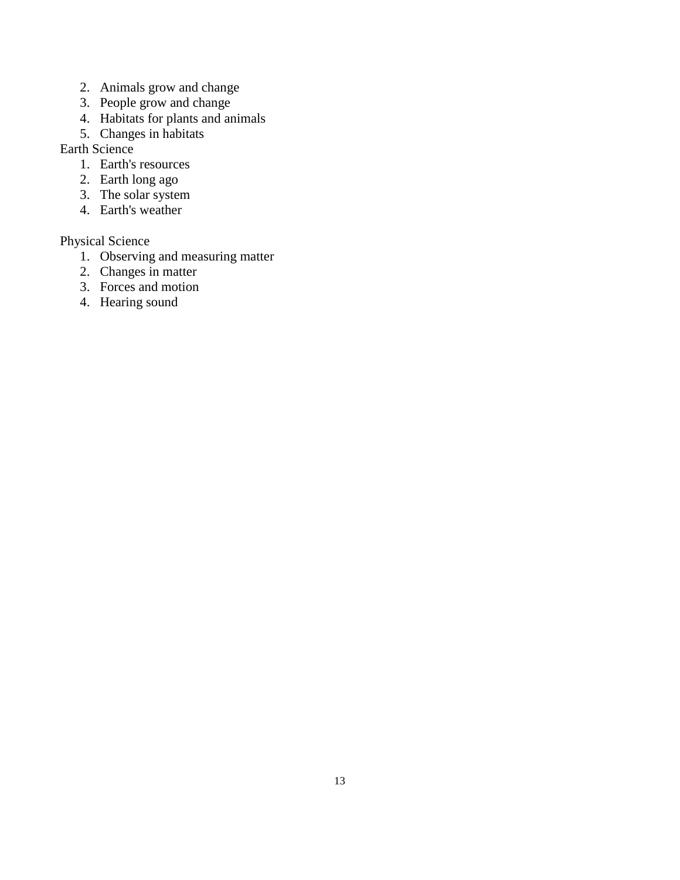2. Animals grow and change
3. People grow and change
4. Habitats for plants and animals
5. Changes in habitats

Earth Science

1. Earth's resources
2. Earth long ago
3. The solar system
4. Earth's weather

Physical Science

1. Observing and measuring matter
2. Changes in matter
3. Forces and motion
4. Hearing sound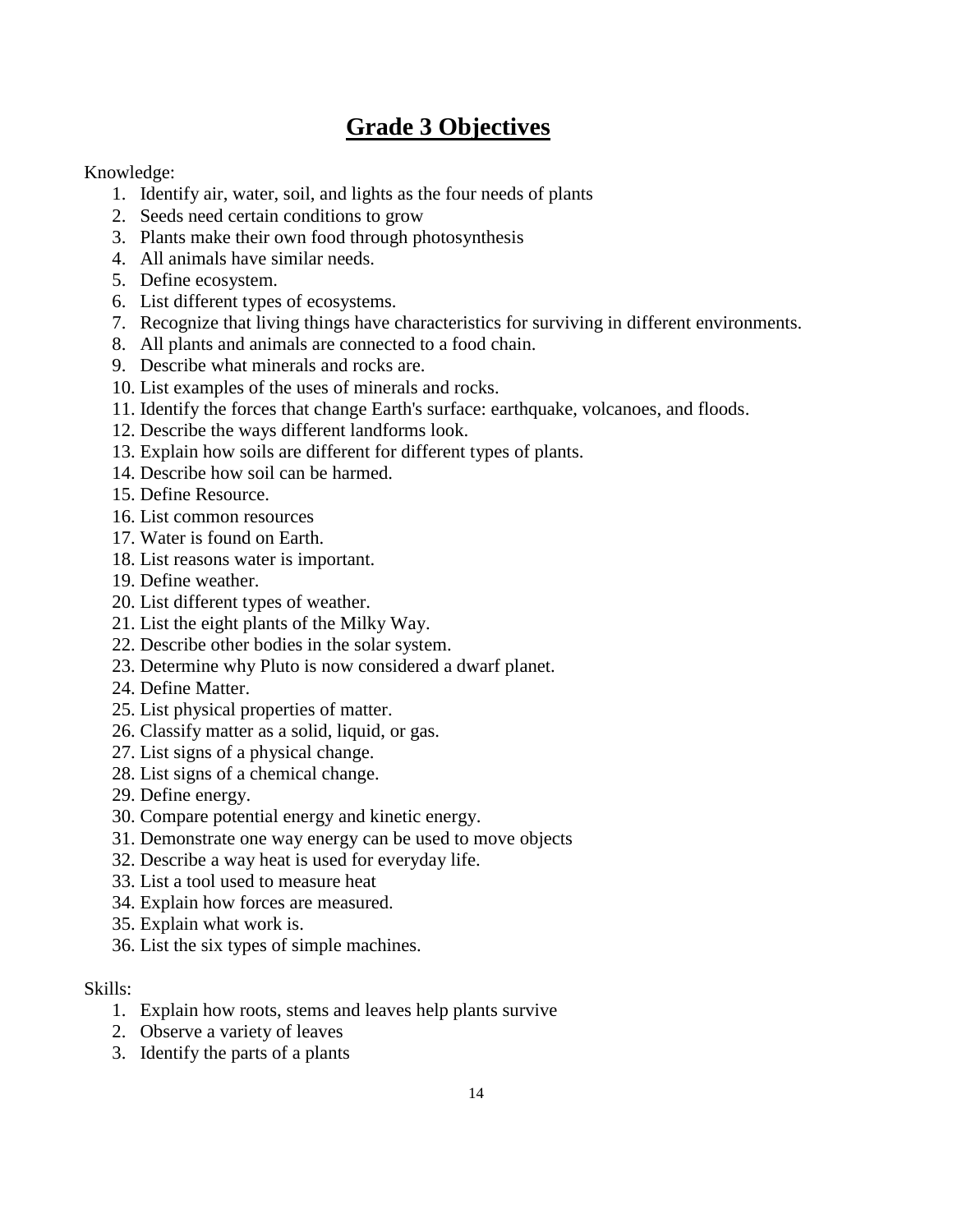# Grade 3 Objectives

Knowledge:

1. Identify air, water, soil, and lights as the four needs of plants
2. Seeds need certain conditions to grow
3. Plants make their own food through photosynthesis
4. All animals have similar needs.
5. Define ecosystem.
6. List different types of ecosystems.
7. Recognize that living things have characteristics for surviving in different environments.
8. All plants and animals are connected to a food chain.
9. Describe what minerals and rocks are.
10. List examples of the uses of minerals and rocks.
11. Identify the forces that change Earth's surface: earthquake, volcanoes, and floods.
12. Describe the ways different landforms look.
13. Explain how soils are different for different types of plants.
14. Describe how soil can be harmed.
15. Define Resource.
16. List common resources
17. Water is found on Earth.
18. List reasons water is important.
19. Define weather.
20. List different types of weather.
21. List the eight plants of the Milky Way.
22. Describe other bodies in the solar system.
23. Determine why Pluto is now considered a dwarf planet.
24. Define Matter.
25. List physical properties of matter.
26. Classify matter as a solid, liquid, or gas.
27. List signs of a physical change.
28. List signs of a chemical change.
29. Define energy.
30. Compare potential energy and kinetic energy.
31. Demonstrate one way energy can be used to move objects
32. Describe a way heat is used for everyday life.
33. List a tool used to measure heat
34. Explain how forces are measured.
35. Explain what work is.
36. List the six types of simple machines.

Skills:

1. Explain how roots, stems and leaves help plants survive
2. Observe a variety of leaves
3. Identify the parts of a plants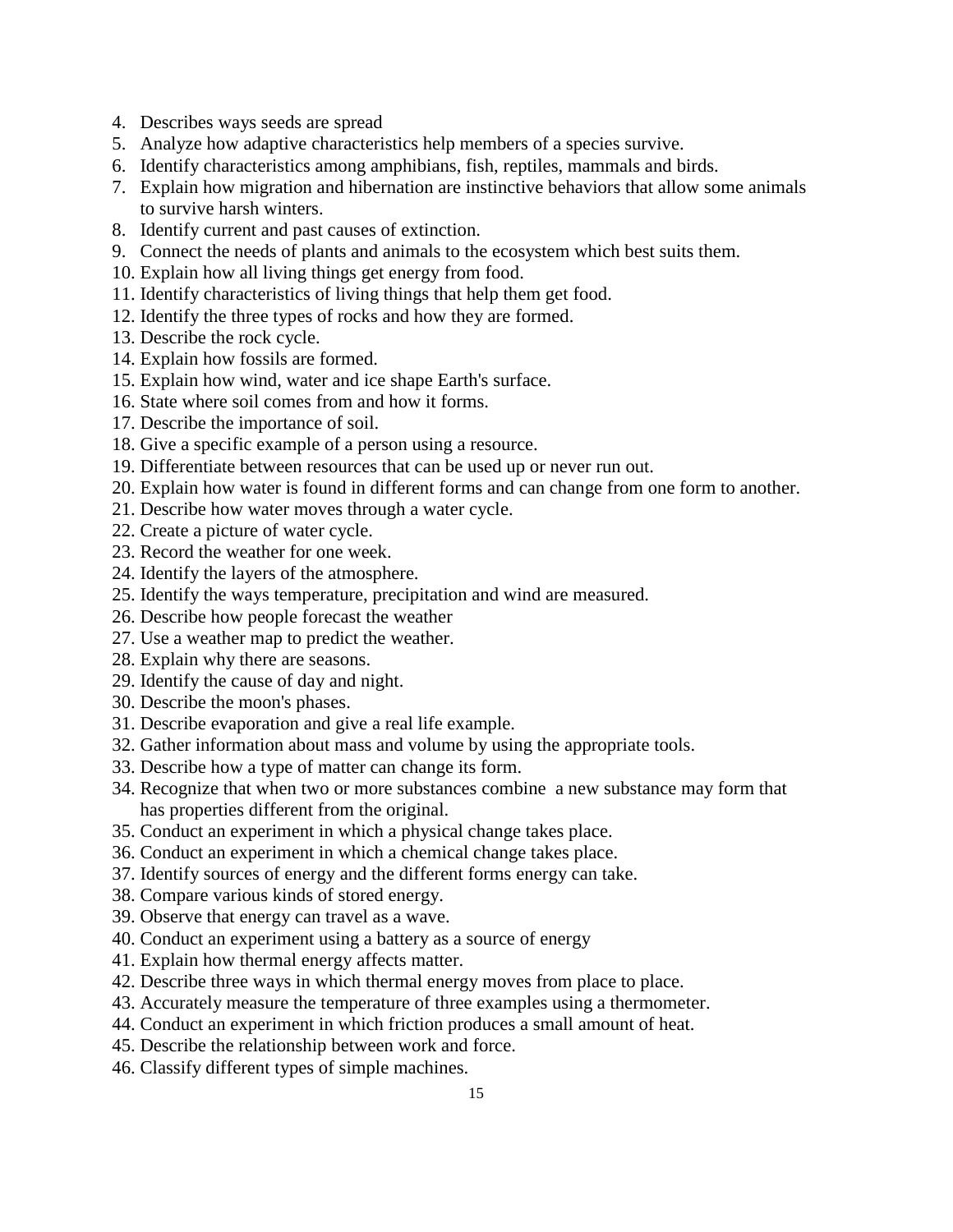4. Describes ways seeds are spread
5. Analyze how adaptive characteristics help members of a species survive.
6. Identify characteristics among amphibians, fish, reptiles, mammals and birds.
7. Explain how migration and hibernation are instinctive behaviors that allow some animals to survive harsh winters.
8. Identify current and past causes of extinction.
9. Connect the needs of plants and animals to the ecosystem which best suits them.
10. Explain how all living things get energy from food.
11. Identify characteristics of living things that help them get food.
12. Identify the three types of rocks and how they are formed.
13. Describe the rock cycle.
14. Explain how fossils are formed.
15. Explain how wind, water and ice shape Earth's surface.
16. State where soil comes from and how it forms.
17. Describe the importance of soil.
18. Give a specific example of a person using a resource.
19. Differentiate between resources that can be used up or never run out.
20. Explain how water is found in different forms and can change from one form to another.
21. Describe how water moves through a water cycle.
22. Create a picture of water cycle.
23. Record the weather for one week.
24. Identify the layers of the atmosphere.
25. Identify the ways temperature, precipitation and wind are measured.
26. Describe how people forecast the weather
27. Use a weather map to predict the weather.
28. Explain why there are seasons.
29. Identify the cause of day and night.
30. Describe the moon's phases.
31. Describe evaporation and give a real life example.
32. Gather information about mass and volume by using the appropriate tools.
33. Describe how a type of matter can change its form.
34. Recognize that when two or more substances combine a new substance may form that has properties different from the original.
35. Conduct an experiment in which a physical change takes place.
36. Conduct an experiment in which a chemical change takes place.
37. Identify sources of energy and the different forms energy can take.
38. Compare various kinds of stored energy.
39. Observe that energy can travel as a wave.
40. Conduct an experiment using a battery as a source of energy
41. Explain how thermal energy affects matter.
42. Describe three ways in which thermal energy moves from place to place.
43. Accurately measure the temperature of three examples using a thermometer.
44. Conduct an experiment in which friction produces a small amount of heat.
45. Describe the relationship between work and force.
46. Classify different types of simple machines.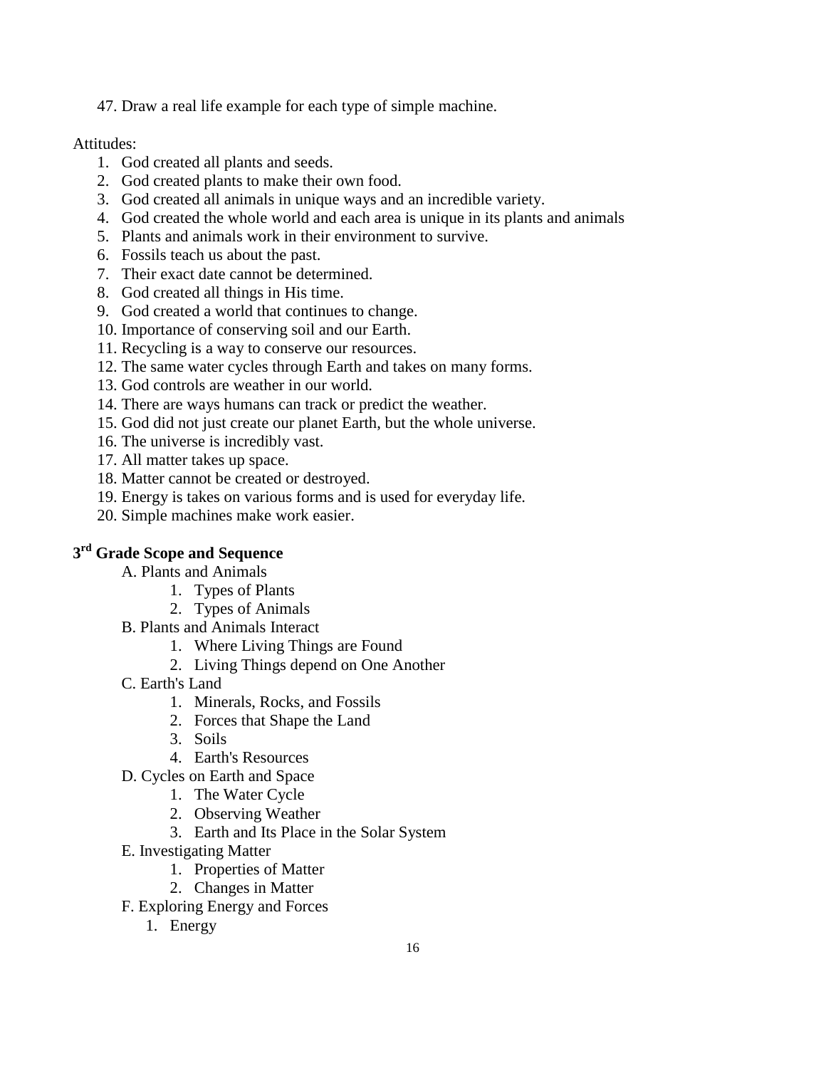47. Draw a real life example for each type of simple machine.

Attitudes:

1. God created all plants and seeds.
2. God created plants to make their own food.
3. God created all animals in unique ways and an incredible variety.
4. God created the whole world and each area is unique in its plants and animals
5. Plants and animals work in their environment to survive.
6. Fossils teach us about the past.
7. Their exact date cannot be determined.
8. God created all things in His time.
9. God created a world that continues to change.
10. Importance of conserving soil and our Earth.
11. Recycling is a way to conserve our resources.
12. The same water cycles through Earth and takes on many forms.
13. God controls are weather in our world.
14. There are ways humans can track or predict the weather.
15. God did not just create our planet Earth, but the whole universe.
16. The universe is incredibly vast.
17. All matter takes up space.
18. Matter cannot be created or destroyed.
19. Energy is takes on various forms and is used for everyday life.
20. Simple machines make work easier.

## 3rd Grade Scope and Sequence

A. Plants and Animals
   1. Types of Plants
   2. Types of Animals

B. Plants and Animals Interact
   1. Where Living Things are Found
   2. Living Things depend on One Another

C. Earth's Land
   1. Minerals, Rocks, and Fossils
   2. Forces that Shape the Land
   3. Soils
   4. Earth's Resources

D. Cycles on Earth and Space
   1. The Water Cycle
   2. Observing Weather
   3. Earth and Its Place in the Solar System

E. Investigating Matter
   1. Properties of Matter
   2. Changes in Matter

F. Exploring Energy and Forces
   1. Energy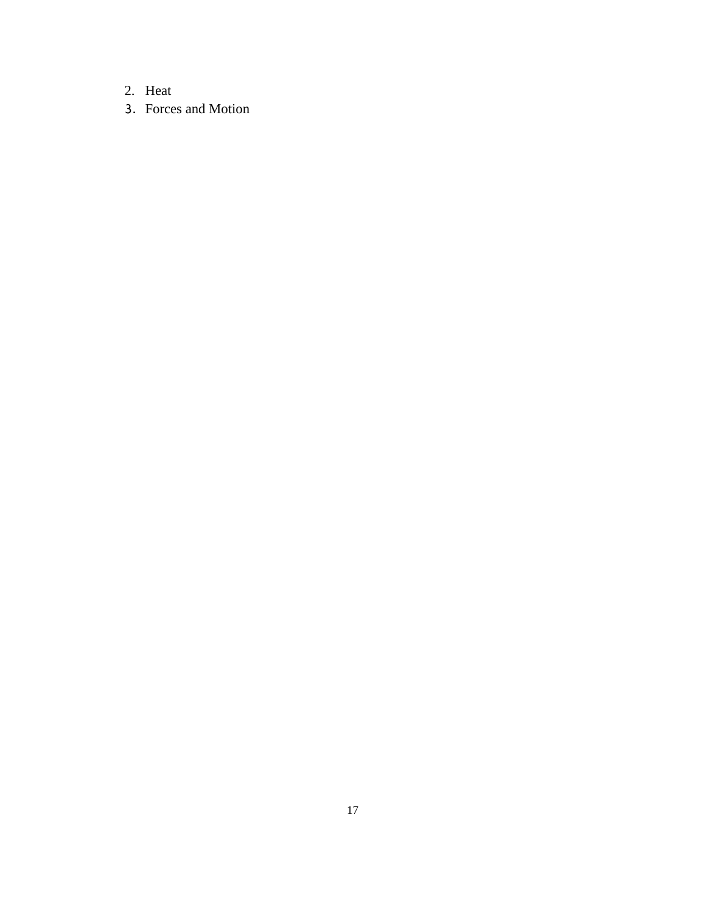2. Heat
3. Forces and Motion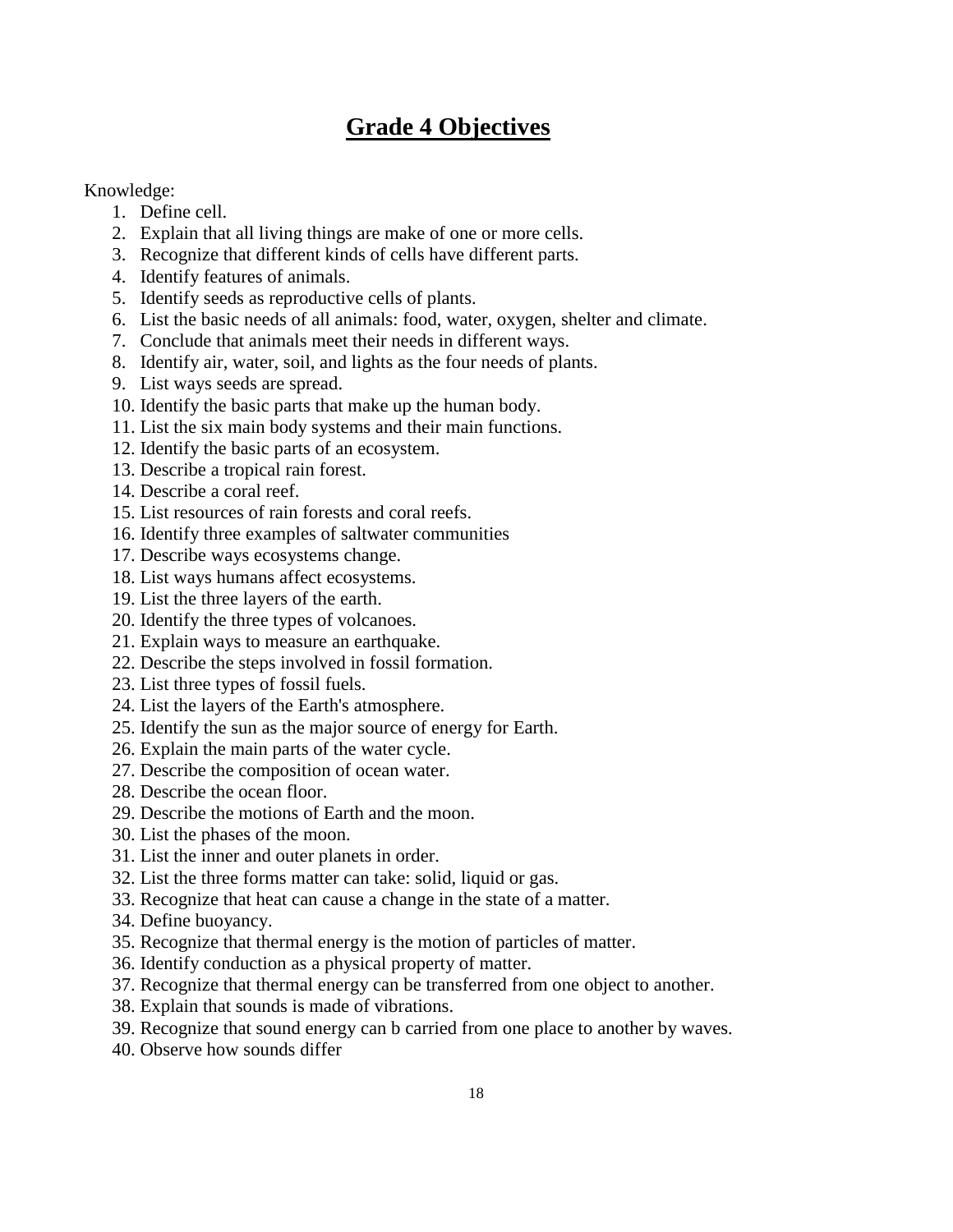# Grade 4 Objectives

Knowledge:

1. Define cell.
2. Explain that all living things are make of one or more cells.
3. Recognize that different kinds of cells have different parts.
4. Identify features of animals.
5. Identify seeds as reproductive cells of plants.
6. List the basic needs of all animals: food, water, oxygen, shelter and climate.
7. Conclude that animals meet their needs in different ways.
8. Identify air, water, soil, and lights as the four needs of plants.
9. List ways seeds are spread.
10. Identify the basic parts that make up the human body.
11. List the six main body systems and their main functions.
12. Identify the basic parts of an ecosystem.
13. Describe a tropical rain forest.
14. Describe a coral reef.
15. List resources of rain forests and coral reefs.
16. Identify three examples of saltwater communities
17. Describe ways ecosystems change.
18. List ways humans affect ecosystems.
19. List the three layers of the earth.
20. Identify the three types of volcanoes.
21. Explain ways to measure an earthquake.
22. Describe the steps involved in fossil formation.
23. List three types of fossil fuels.
24. List the layers of the Earth's atmosphere.
25. Identify the sun as the major source of energy for Earth.
26. Explain the main parts of the water cycle.
27. Describe the composition of ocean water.
28. Describe the ocean floor.
29. Describe the motions of Earth and the moon.
30. List the phases of the moon.
31. List the inner and outer planets in order.
32. List the three forms matter can take: solid, liquid or gas.
33. Recognize that heat can cause a change in the state of a matter.
34. Define buoyancy.
35. Recognize that thermal energy is the motion of particles of matter.
36. Identify conduction as a physical property of matter.
37. Recognize that thermal energy can be transferred from one object to another.
38. Explain that sounds is made of vibrations.
39. Recognize that sound energy can b carried from one place to another by waves.
40. Observe how sounds differ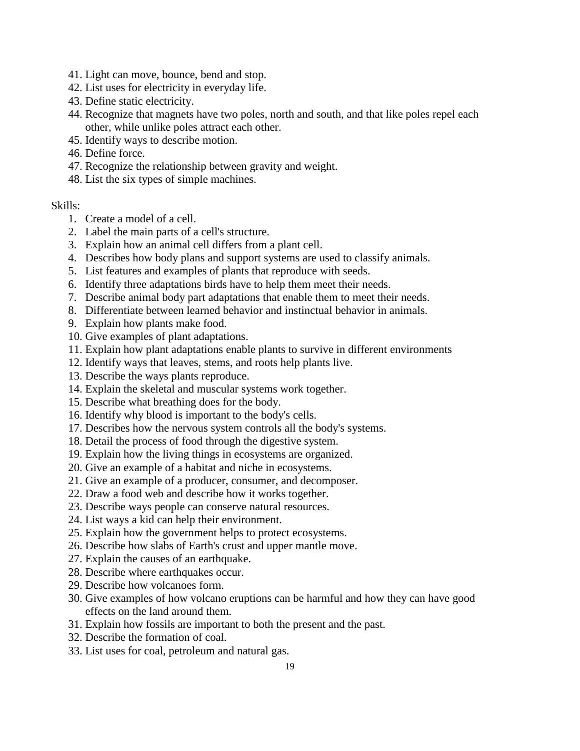41. Light can move, bounce, bend and stop.
42. List uses for electricity in everyday life.
43. Define static electricity.
44. Recognize that magnets have two poles, north and south, and that like poles repel each other, while unlike poles attract each other.
45. Identify ways to describe motion.
46. Define force.
47. Recognize the relationship between gravity and weight.
48. List the six types of simple machines.

Skills:

1. Create a model of a cell.
2. Label the main parts of a cell's structure.
3. Explain how an animal cell differs from a plant cell.
4. Describes how body plans and support systems are used to classify animals.
5. List features and examples of plants that reproduce with seeds.
6. Identify three adaptations birds have to help them meet their needs.
7. Describe animal body part adaptations that enable them to meet their needs.
8. Differentiate between learned behavior and instinctual behavior in animals.
9. Explain how plants make food.
10. Give examples of plant adaptations.
11. Explain how plant adaptations enable plants to survive in different environments
12. Identify ways that leaves, stems, and roots help plants live.
13. Describe the ways plants reproduce.
14. Explain the skeletal and muscular systems work together.
15. Describe what breathing does for the body.
16. Identify why blood is important to the body's cells.
17. Describes how the nervous system controls all the body's systems.
18. Detail the process of food through the digestive system.
19. Explain how the living things in ecosystems are organized.
20. Give an example of a habitat and niche in ecosystems.
21. Give an example of a producer, consumer, and decomposer.
22. Draw a food web and describe how it works together.
23. Describe ways people can conserve natural resources.
24. List ways a kid can help their environment.
25. Explain how the government helps to protect ecosystems.
26. Describe how slabs of Earth's crust and upper mantle move.
27. Explain the causes of an earthquake.
28. Describe where earthquakes occur.
29. Describe how volcanoes form.
30. Give examples of how volcano eruptions can be harmful and how they can have good effects on the land around them.
31. Explain how fossils are important to both the present and the past.
32. Describe the formation of coal.
33. List uses for coal, petroleum and natural gas.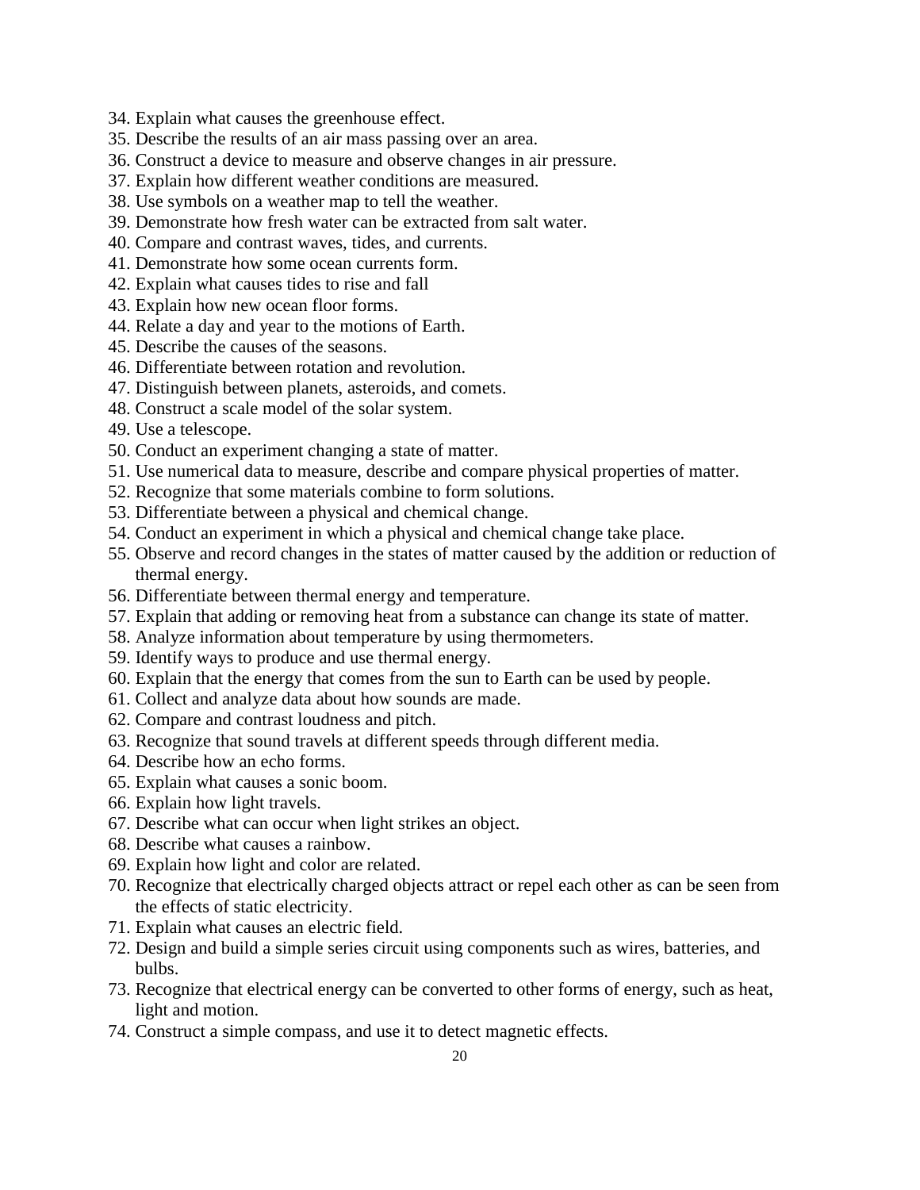34. Explain what causes the greenhouse effect.
35. Describe the results of an air mass passing over an area.
36. Construct a device to measure and observe changes in air pressure.
37. Explain how different weather conditions are measured.
38. Use symbols on a weather map to tell the weather.
39. Demonstrate how fresh water can be extracted from salt water.
40. Compare and contrast waves, tides, and currents.
41. Demonstrate how some ocean currents form.
42. Explain what causes tides to rise and fall
43. Explain how new ocean floor forms.
44. Relate a day and year to the motions of Earth.
45. Describe the causes of the seasons.
46. Differentiate between rotation and revolution.
47. Distinguish between planets, asteroids, and comets.
48. Construct a scale model of the solar system.
49. Use a telescope.
50. Conduct an experiment changing a state of matter.
51. Use numerical data to measure, describe and compare physical properties of matter.
52. Recognize that some materials combine to form solutions.
53. Differentiate between a physical and chemical change.
54. Conduct an experiment in which a physical and chemical change take place.
55. Observe and record changes in the states of matter caused by the addition or reduction of thermal energy.
56. Differentiate between thermal energy and temperature.
57. Explain that adding or removing heat from a substance can change its state of matter.
58. Analyze information about temperature by using thermometers.
59. Identify ways to produce and use thermal energy.
60. Explain that the energy that comes from the sun to Earth can be used by people.
61. Collect and analyze data about how sounds are made.
62. Compare and contrast loudness and pitch.
63. Recognize that sound travels at different speeds through different media.
64. Describe how an echo forms.
65. Explain what causes a sonic boom.
66. Explain how light travels.
67. Describe what can occur when light strikes an object.
68. Describe what causes a rainbow.
69. Explain how light and color are related.
70. Recognize that electrically charged objects attract or repel each other as can be seen from the effects of static electricity.
71. Explain what causes an electric field.
72. Design and build a simple series circuit using components such as wires, batteries, and bulbs.
73. Recognize that electrical energy can be converted to other forms of energy, such as heat, light and motion.
74. Construct a simple compass, and use it to detect magnetic effects.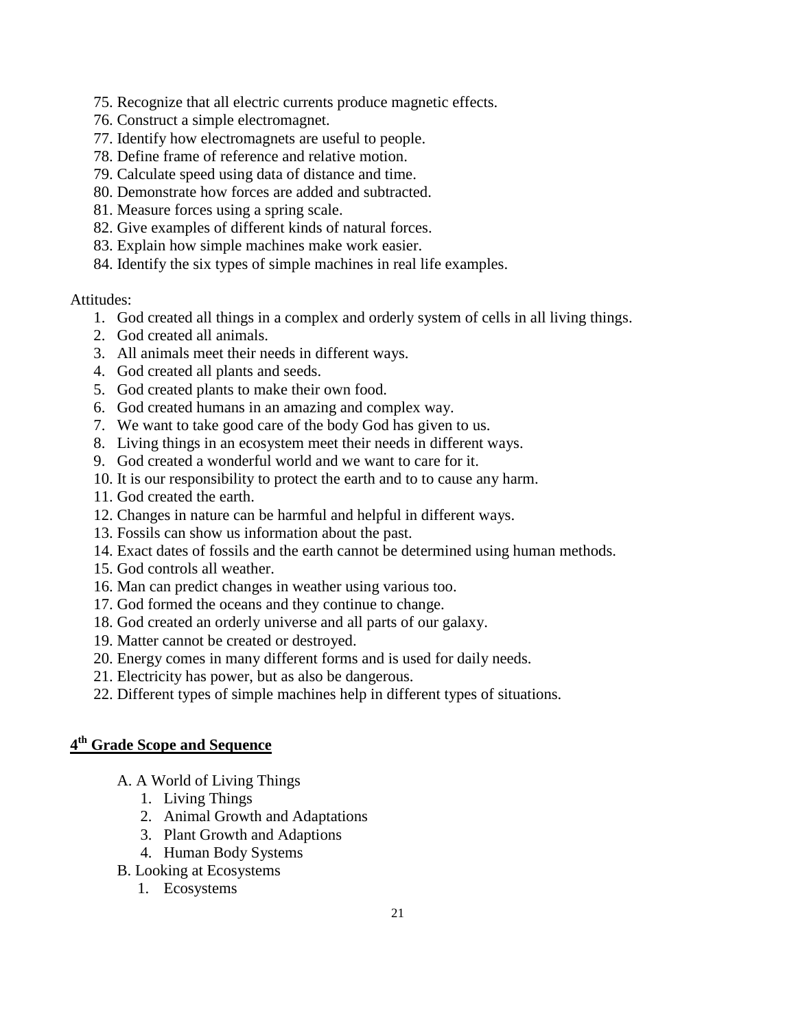75. Recognize that all electric currents produce magnetic effects.
76. Construct a simple electromagnet.
77. Identify how electromagnets are useful to people.
78. Define frame of reference and relative motion.
79. Calculate speed using data of distance and time.
80. Demonstrate how forces are added and subtracted.
81. Measure forces using a spring scale.
82. Give examples of different kinds of natural forces.
83. Explain how simple machines make work easier.
84. Identify the six types of simple machines in real life examples.

Attitudes:

1. God created all things in a complex and orderly system of cells in all living things.
2. God created all animals.
3. All animals meet their needs in different ways.
4. God created all plants and seeds.
5. God created plants to make their own food.
6. God created humans in an amazing and complex way.
7. We want to take good care of the body God has given to us.
8. Living things in an ecosystem meet their needs in different ways.
9. God created a wonderful world and we want to care for it.
10. It is our responsibility to protect the earth and to to cause any harm.
11. God created the earth.
12. Changes in nature can be harmful and helpful in different ways.
13. Fossils can show us information about the past.
14. Exact dates of fossils and the earth cannot be determined using human methods.
15. God controls all weather.
16. Man can predict changes in weather using various too.
17. God formed the oceans and they continue to change.
18. God created an orderly universe and all parts of our galaxy.
19. Matter cannot be created or destroyed.
20. Energy comes in many different forms and is used for daily needs.
21. Electricity has power, but as also be dangerous.
22. Different types of simple machines help in different types of situations.

## 4th Grade Scope and Sequence

A. A World of Living Things
   1. Living Things
   2. Animal Growth and Adaptations
   3. Plant Growth and Adaptions
   4. Human Body Systems

B. Looking at Ecosystems
   1. Ecosystems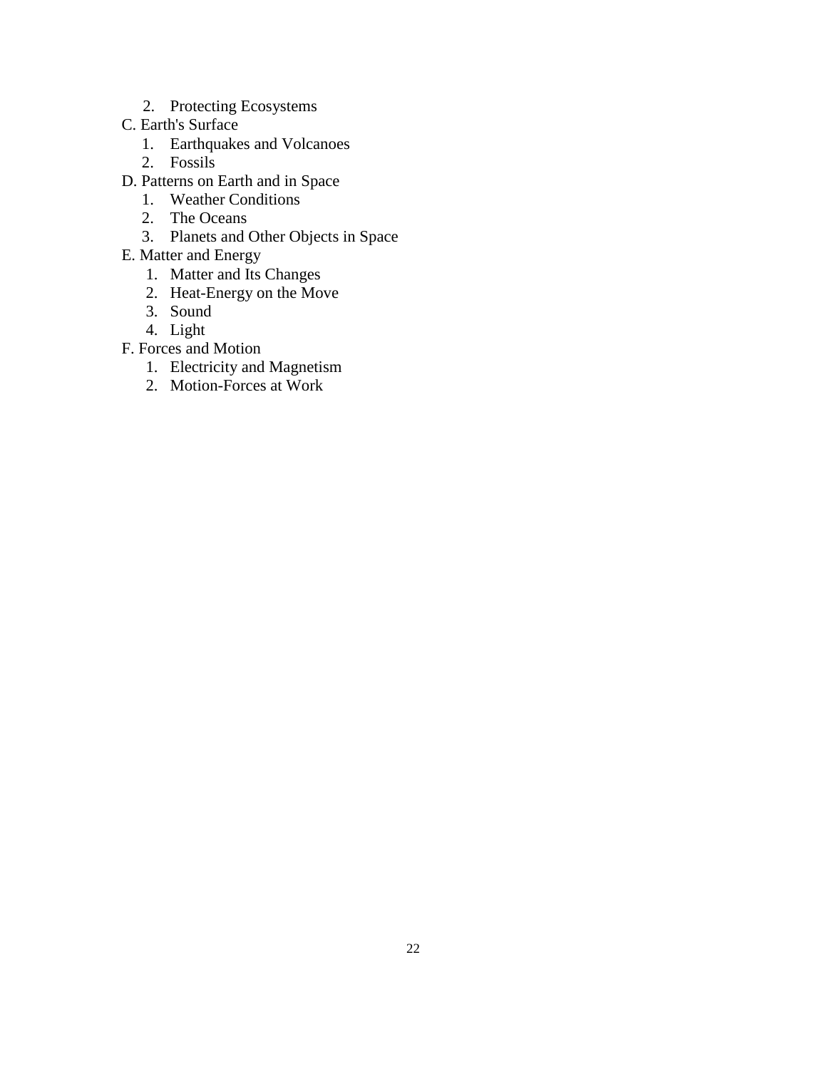2. Protecting Ecosystems

C. Earth's Surface
   1. Earthquakes and Volcanoes
   2. Fossils

D. Patterns on Earth and in Space
   1. Weather Conditions
   2. The Oceans
   3. Planets and Other Objects in Space

E. Matter and Energy
   1. Matter and Its Changes
   2. Heat-Energy on the Move
   3. Sound
   4. Light

F. Forces and Motion
   1. Electricity and Magnetism
   2. Motion-Forces at Work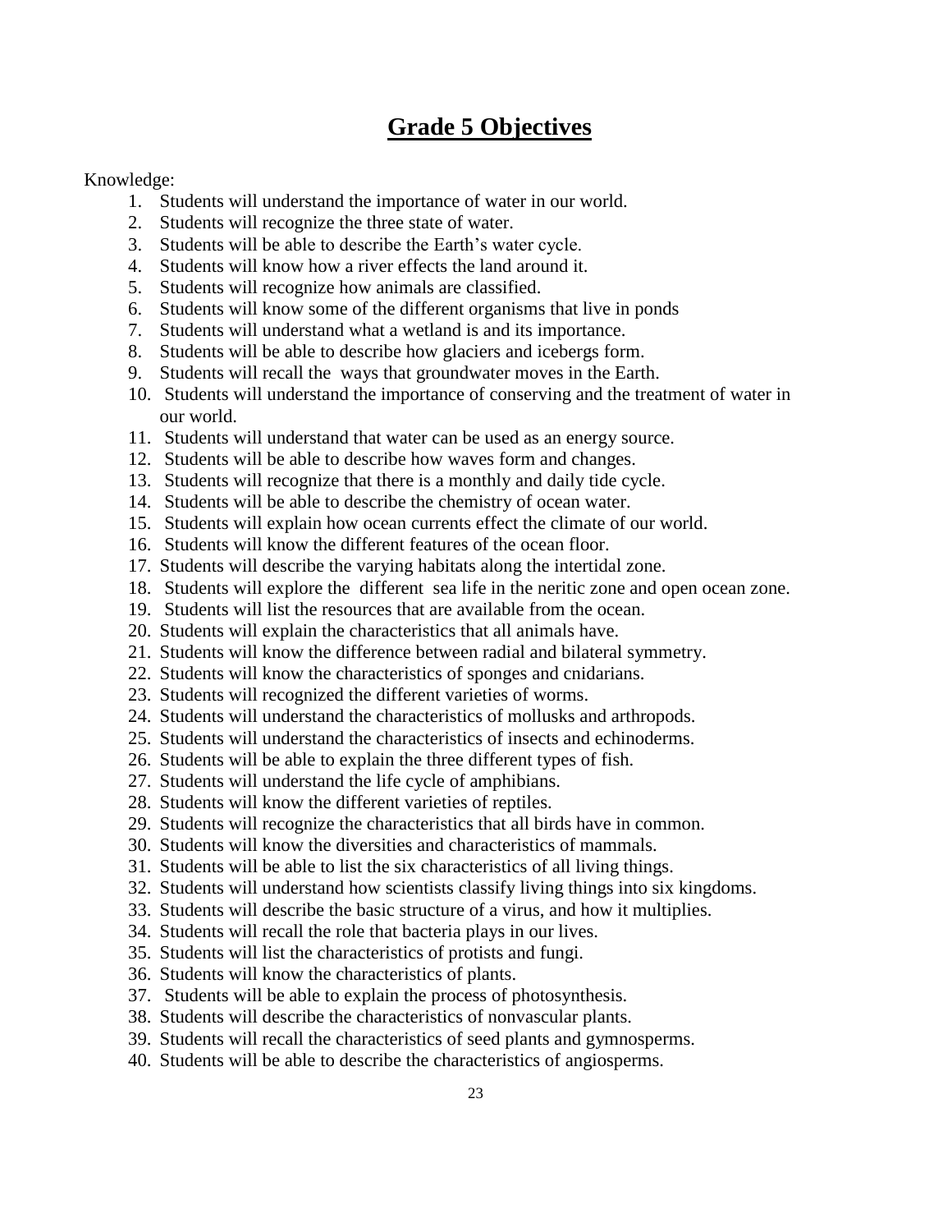# Grade 5 Objectives

Knowledge:

1. Students will understand the importance of water in our world.
2. Students will recognize the three state of water.
3. Students will be able to describe the Earth's water cycle.
4. Students will know how a river effects the land around it.
5. Students will recognize how animals are classified.
6. Students will know some of the different organisms that live in ponds
7. Students will understand what a wetland is and its importance.
8. Students will be able to describe how glaciers and icebergs form.
9. Students will recall the ways that groundwater moves in the Earth.
10. Students will understand the importance of conserving and the treatment of water in our world.
11. Students will understand that water can be used as an energy source.
12. Students will be able to describe how waves form and changes.
13. Students will recognize that there is a monthly and daily tide cycle.
14. Students will be able to describe the chemistry of ocean water.
15. Students will explain how ocean currents effect the climate of our world.
16. Students will know the different features of the ocean floor.
17. Students will describe the varying habitats along the intertidal zone.
18. Students will explore the different sea life in the neritic zone and open ocean zone.
19. Students will list the resources that are available from the ocean.
20. Students will explain the characteristics that all animals have.
21. Students will know the difference between radial and bilateral symmetry.
22. Students will know the characteristics of sponges and cnidarians.
23. Students will recognized the different varieties of worms.
24. Students will understand the characteristics of mollusks and arthropods.
25. Students will understand the characteristics of insects and echinoderms.
26. Students will be able to explain the three different types of fish.
27. Students will understand the life cycle of amphibians.
28. Students will know the different varieties of reptiles.
29. Students will recognize the characteristics that all birds have in common.
30. Students will know the diversities and characteristics of mammals.
31. Students will be able to list the six characteristics of all living things.
32. Students will understand how scientists classify living things into six kingdoms.
33. Students will describe the basic structure of a virus, and how it multiplies.
34. Students will recall the role that bacteria plays in our lives.
35. Students will list the characteristics of protists and fungi.
36. Students will know the characteristics of plants.
37. Students will be able to explain the process of photosynthesis.
38. Students will describe the characteristics of nonvascular plants.
39. Students will recall the characteristics of seed plants and gymnosperms.
40. Students will be able to describe the characteristics of angiosperms.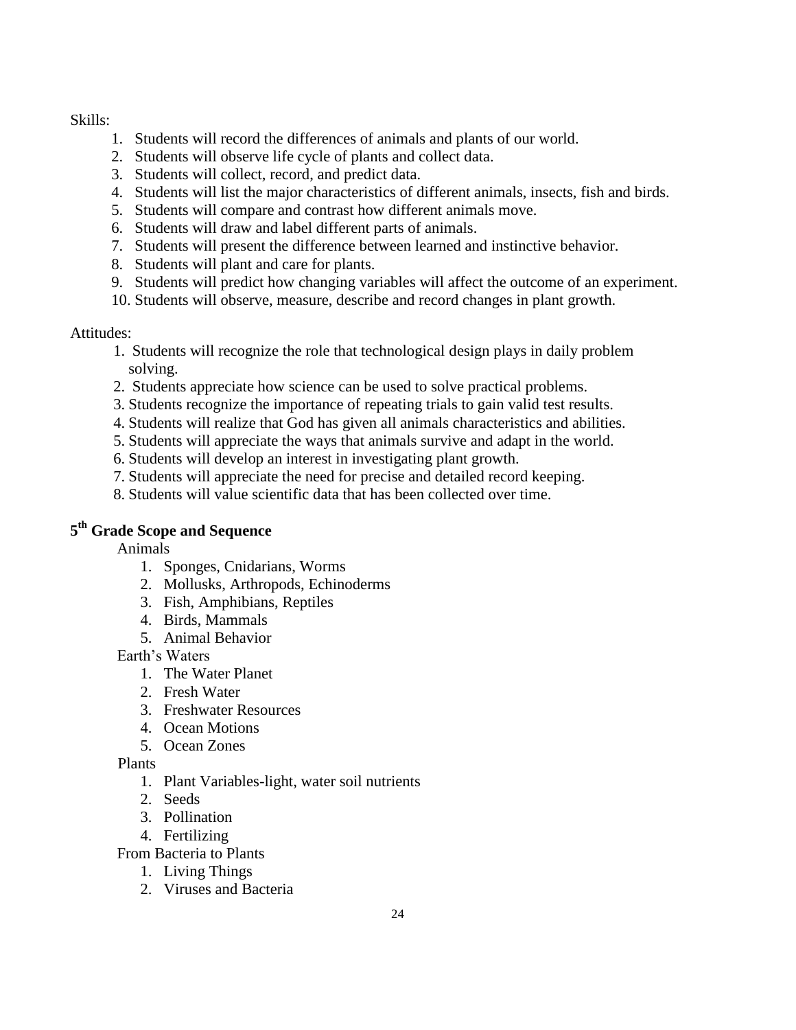Skills:

1. Students will record the differences of animals and plants of our world.
2. Students will observe life cycle of plants and collect data.
3. Students will collect, record, and predict data.
4. Students will list the major characteristics of different animals, insects, fish and birds.
5. Students will compare and contrast how different animals move.
6. Students will draw and label different parts of animals.
7. Students will present the difference between learned and instinctive behavior.
8. Students will plant and care for plants.
9. Students will predict how changing variables will affect the outcome of an experiment.
10. Students will observe, measure, describe and record changes in plant growth.

Attitudes:

1. Students will recognize the role that technological design plays in daily problem solving.
2. Students appreciate how science can be used to solve practical problems.
3. Students recognize the importance of repeating trials to gain valid test results.
4. Students will realize that God has given all animals characteristics and abilities.
5. Students will appreciate the ways that animals survive and adapt in the world.
6. Students will develop an interest in investigating plant growth.
7. Students will appreciate the need for precise and detailed record keeping.
8. Students will value scientific data that has been collected over time.

**5th Grade Scope and Sequence**

Animals

1. Sponges, Cnidarians, Worms
2. Mollusks, Arthropods, Echinoderms
3. Fish, Amphibians, Reptiles
4. Birds, Mammals
5. Animal Behavior

Earth's Waters

1. The Water Planet
2. Fresh Water
3. Freshwater Resources
4. Ocean Motions
5. Ocean Zones

Plants

1. Plant Variables-light, water soil nutrients
2. Seeds
3. Pollination
4. Fertilizing

From Bacteria to Plants

1. Living Things
2. Viruses and Bacteria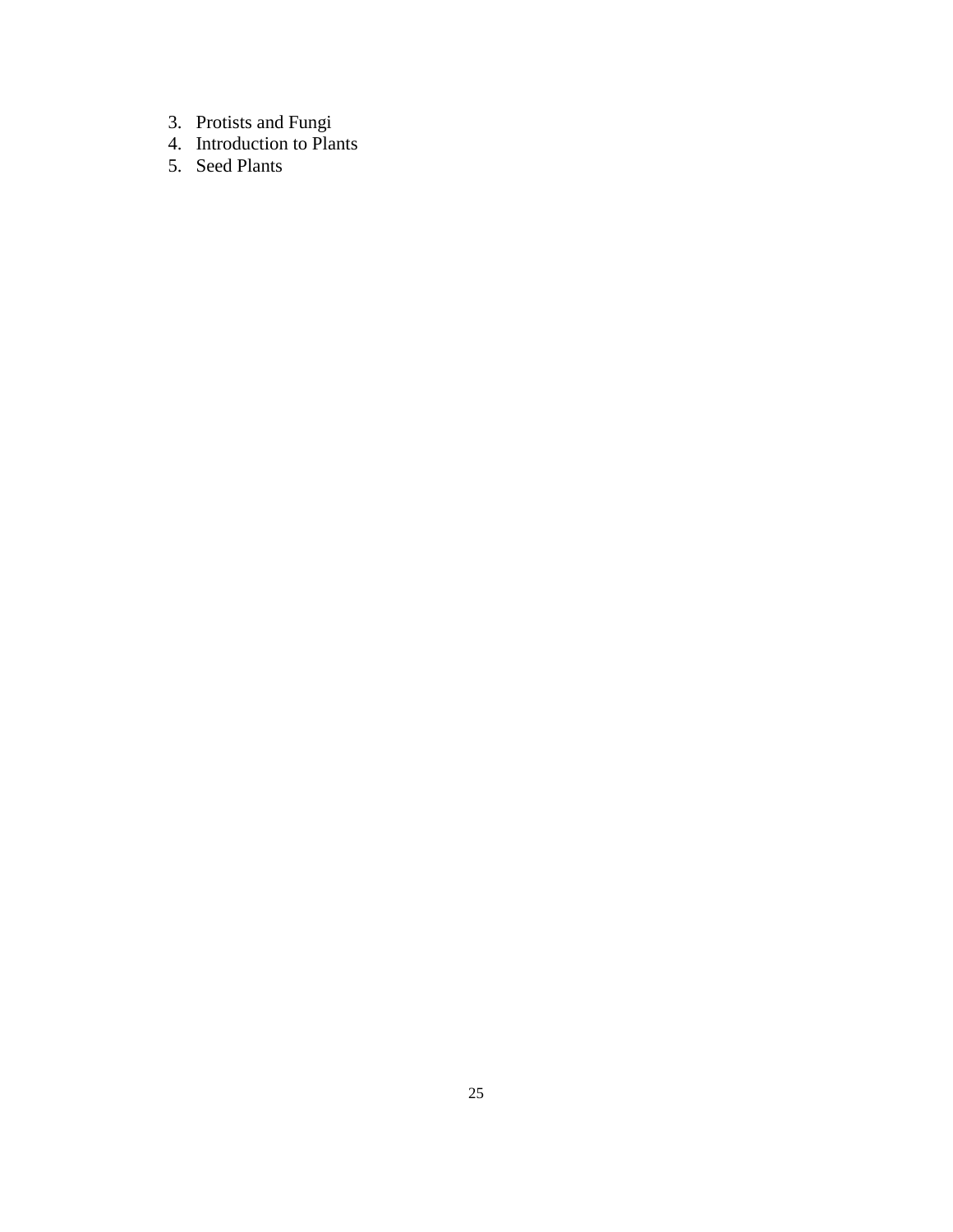3. Protists and Fungi
4. Introduction to Plants
5. Seed Plants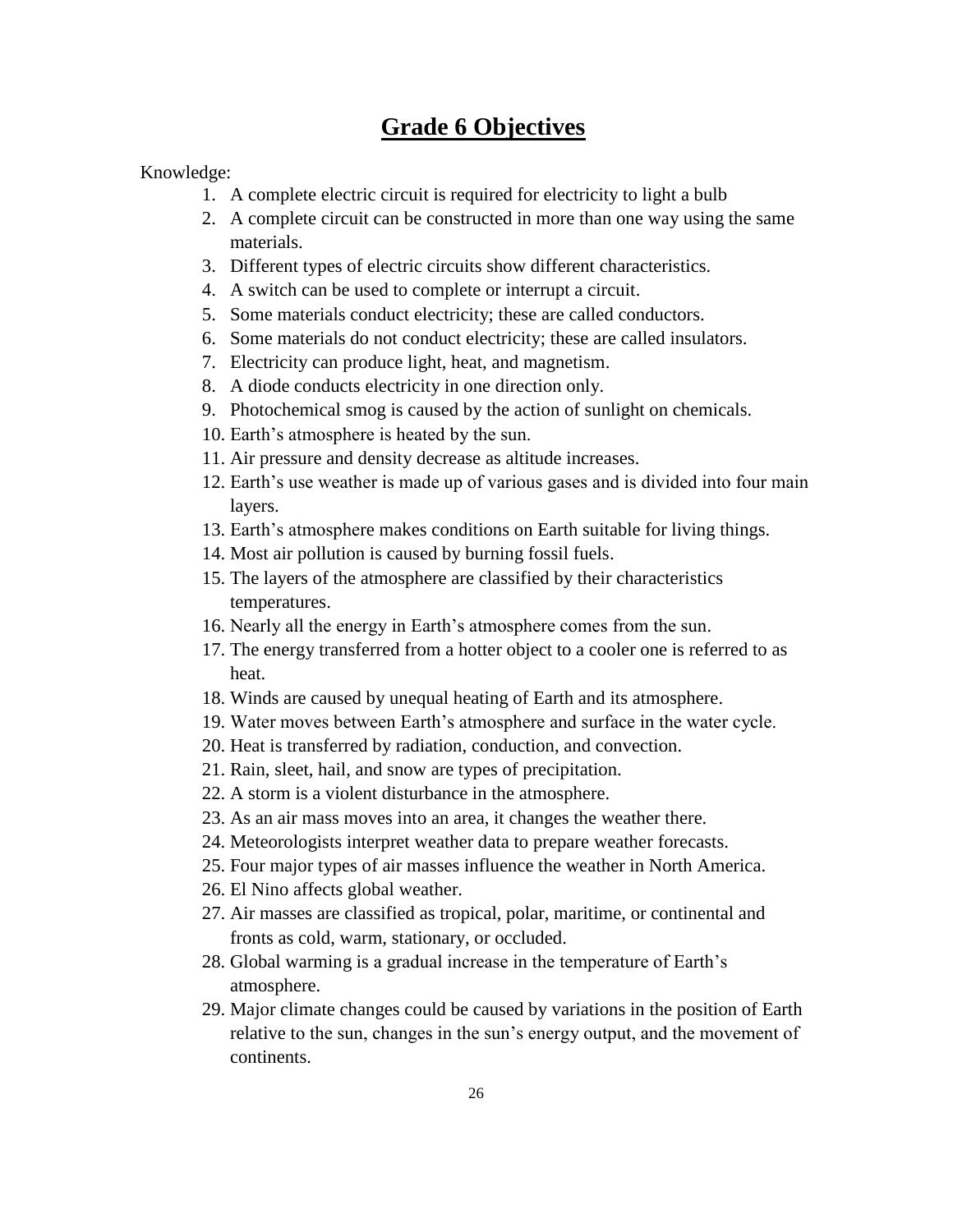# Grade 6 Objectives

Knowledge:

1. A complete electric circuit is required for electricity to light a bulb
2. A complete circuit can be constructed in more than one way using the same materials.
3. Different types of electric circuits show different characteristics.
4. A switch can be used to complete or interrupt a circuit.
5. Some materials conduct electricity; these are called conductors.
6. Some materials do not conduct electricity; these are called insulators.
7. Electricity can produce light, heat, and magnetism.
8. A diode conducts electricity in one direction only.
9. Photochemical smog is caused by the action of sunlight on chemicals.
10. Earth's atmosphere is heated by the sun.
11. Air pressure and density decrease as altitude increases.
12. Earth's use weather is made up of various gases and is divided into four main layers.
13. Earth's atmosphere makes conditions on Earth suitable for living things.
14. Most air pollution is caused by burning fossil fuels.
15. The layers of the atmosphere are classified by their characteristics temperatures.
16. Nearly all the energy in Earth's atmosphere comes from the sun.
17. The energy transferred from a hotter object to a cooler one is referred to as heat.
18. Winds are caused by unequal heating of Earth and its atmosphere.
19. Water moves between Earth's atmosphere and surface in the water cycle.
20. Heat is transferred by radiation, conduction, and convection.
21. Rain, sleet, hail, and snow are types of precipitation.
22. A storm is a violent disturbance in the atmosphere.
23. As an air mass moves into an area, it changes the weather there.
24. Meteorologists interpret weather data to prepare weather forecasts.
25. Four major types of air masses influence the weather in North America.
26. El Nino affects global weather.
27. Air masses are classified as tropical, polar, maritime, or continental and fronts as cold, warm, stationary, or occluded.
28. Global warming is a gradual increase in the temperature of Earth's atmosphere.
29. Major climate changes could be caused by variations in the position of Earth relative to the sun, changes in the sun's energy output, and the movement of continents.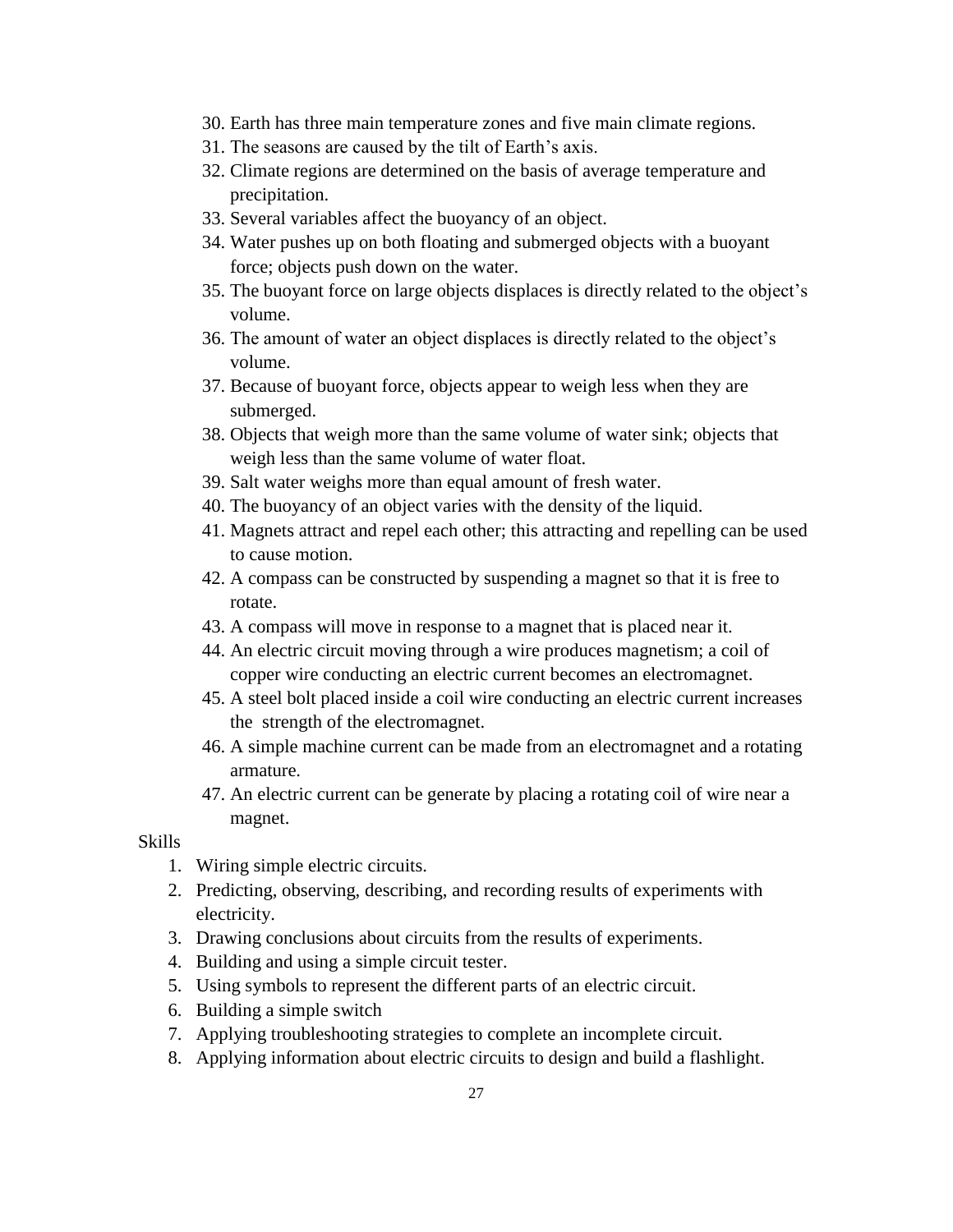30. Earth has three main temperature zones and five main climate regions.
31. The seasons are caused by the tilt of Earth's axis.
32. Climate regions are determined on the basis of average temperature and precipitation.
33. Several variables affect the buoyancy of an object.
34. Water pushes up on both floating and submerged objects with a buoyant force; objects push down on the water.
35. The buoyant force on large objects displaces is directly related to the object's volume.
36. The amount of water an object displaces is directly related to the object's volume.
37. Because of buoyant force, objects appear to weigh less when they are submerged.
38. Objects that weigh more than the same volume of water sink; objects that weigh less than the same volume of water float.
39. Salt water weighs more than equal amount of fresh water.
40. The buoyancy of an object varies with the density of the liquid.
41. Magnets attract and repel each other; this attracting and repelling can be used to cause motion.
42. A compass can be constructed by suspending a magnet so that it is free to rotate.
43. A compass will move in response to a magnet that is placed near it.
44. An electric circuit moving through a wire produces magnetism; a coil of copper wire conducting an electric current becomes an electromagnet.
45. A steel bolt placed inside a coil wire conducting an electric current increases the strength of the electromagnet.
46. A simple machine current can be made from an electromagnet and a rotating armature.
47. An electric current can be generate by placing a rotating coil of wire near a magnet.

Skills

1. Wiring simple electric circuits.
2. Predicting, observing, describing, and recording results of experiments with electricity.
3. Drawing conclusions about circuits from the results of experiments.
4. Building and using a simple circuit tester.
5. Using symbols to represent the different parts of an electric circuit.
6. Building a simple switch
7. Applying troubleshooting strategies to complete an incomplete circuit.
8. Applying information about electric circuits to design and build a flashlight.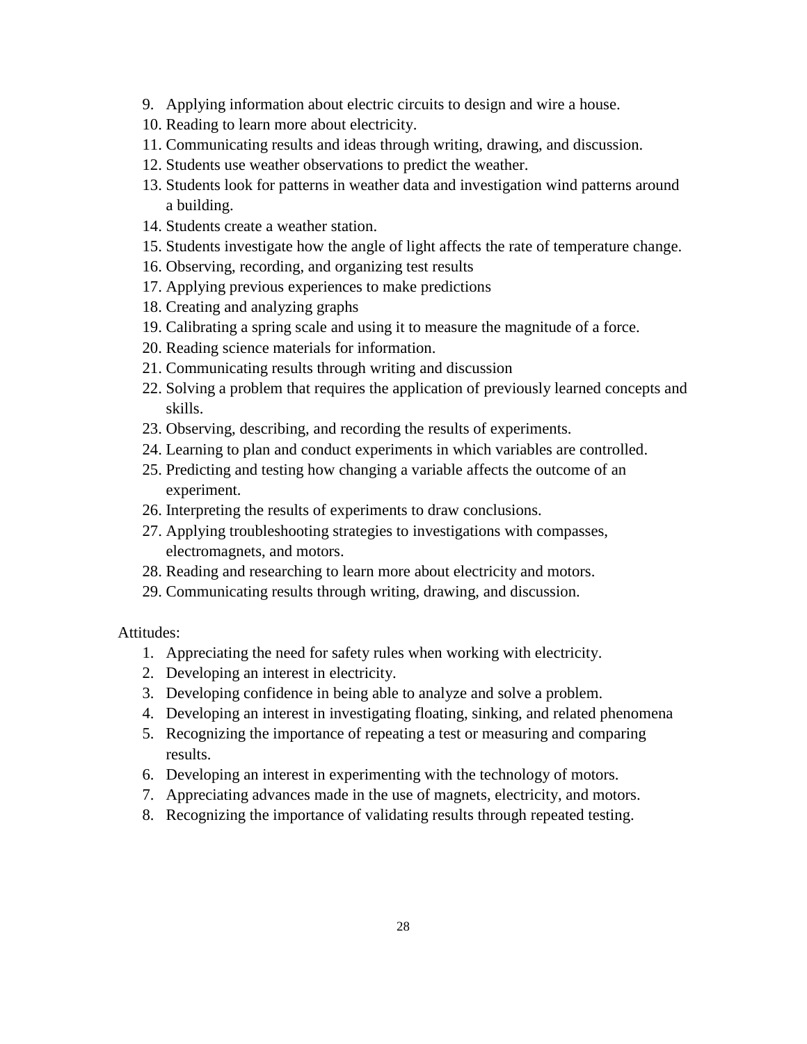9. Applying information about electric circuits to design and wire a house.
10. Reading to learn more about electricity.
11. Communicating results and ideas through writing, drawing, and discussion.
12. Students use weather observations to predict the weather.
13. Students look for patterns in weather data and investigation wind patterns around a building.
14. Students create a weather station.
15. Students investigate how the angle of light affects the rate of temperature change.
16. Observing, recording, and organizing test results
17. Applying previous experiences to make predictions
18. Creating and analyzing graphs
19. Calibrating a spring scale and using it to measure the magnitude of a force.
20. Reading science materials for information.
21. Communicating results through writing and discussion
22. Solving a problem that requires the application of previously learned concepts and skills.
23. Observing, describing, and recording the results of experiments.
24. Learning to plan and conduct experiments in which variables are controlled.
25. Predicting and testing how changing a variable affects the outcome of an experiment.
26. Interpreting the results of experiments to draw conclusions.
27. Applying troubleshooting strategies to investigations with compasses, electromagnets, and motors.
28. Reading and researching to learn more about electricity and motors.
29. Communicating results through writing, drawing, and discussion.

Attitudes:

1. Appreciating the need for safety rules when working with electricity.
2. Developing an interest in electricity.
3. Developing confidence in being able to analyze and solve a problem.
4. Developing an interest in investigating floating, sinking, and related phenomena
5. Recognizing the importance of repeating a test or measuring and comparing results.
6. Developing an interest in experimenting with the technology of motors.
7. Appreciating advances made in the use of magnets, electricity, and motors.
8. Recognizing the importance of validating results through repeated testing.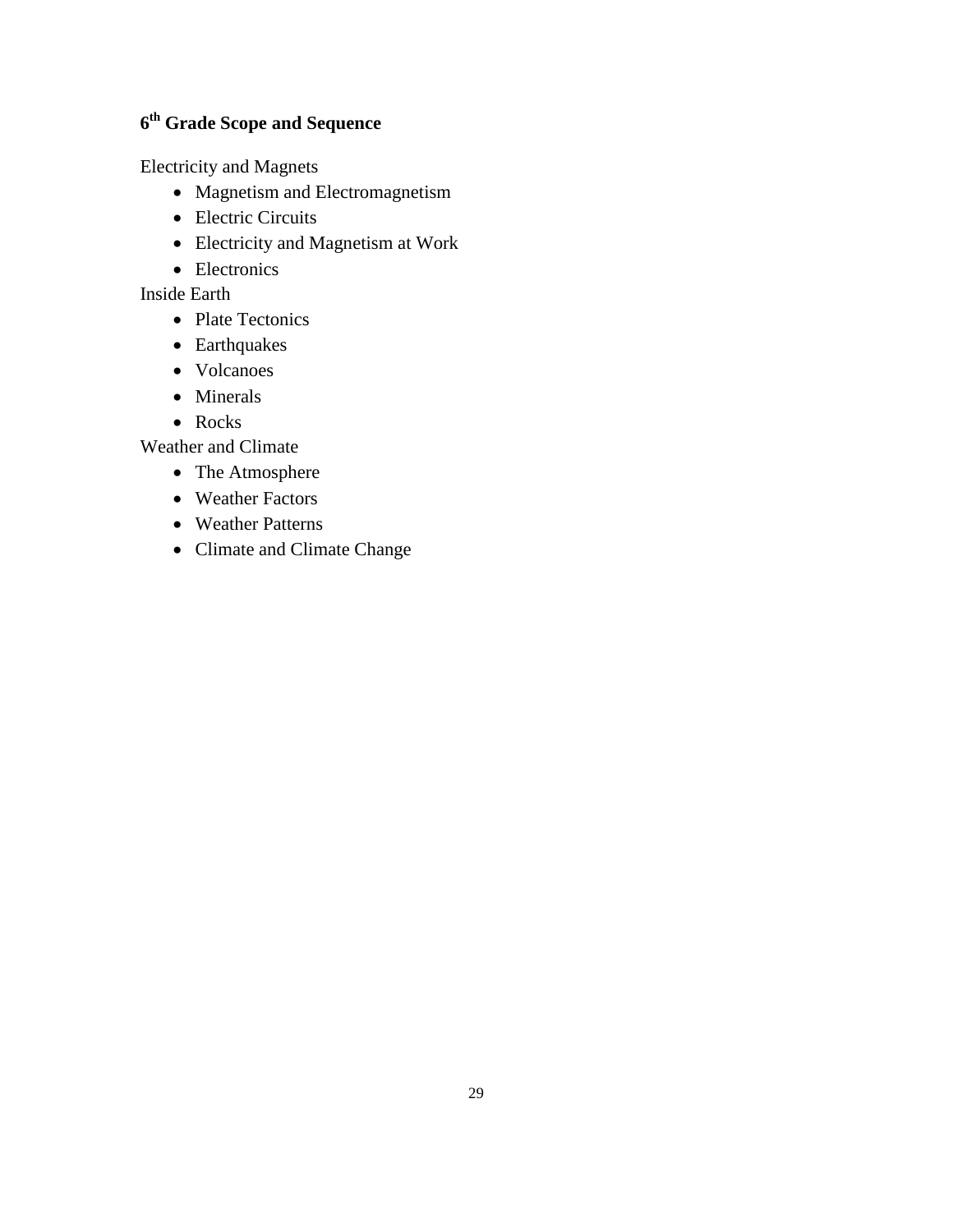**6th Grade Scope and Sequence**

Electricity and Magnets

- Magnetism and Electromagnetism
- Electric Circuits
- Electricity and Magnetism at Work
- Electronics

Inside Earth

- Plate Tectonics
- Earthquakes
- Volcanoes
- Minerals
- Rocks

Weather and Climate

- The Atmosphere
- Weather Factors
- Weather Patterns
- Climate and Climate Change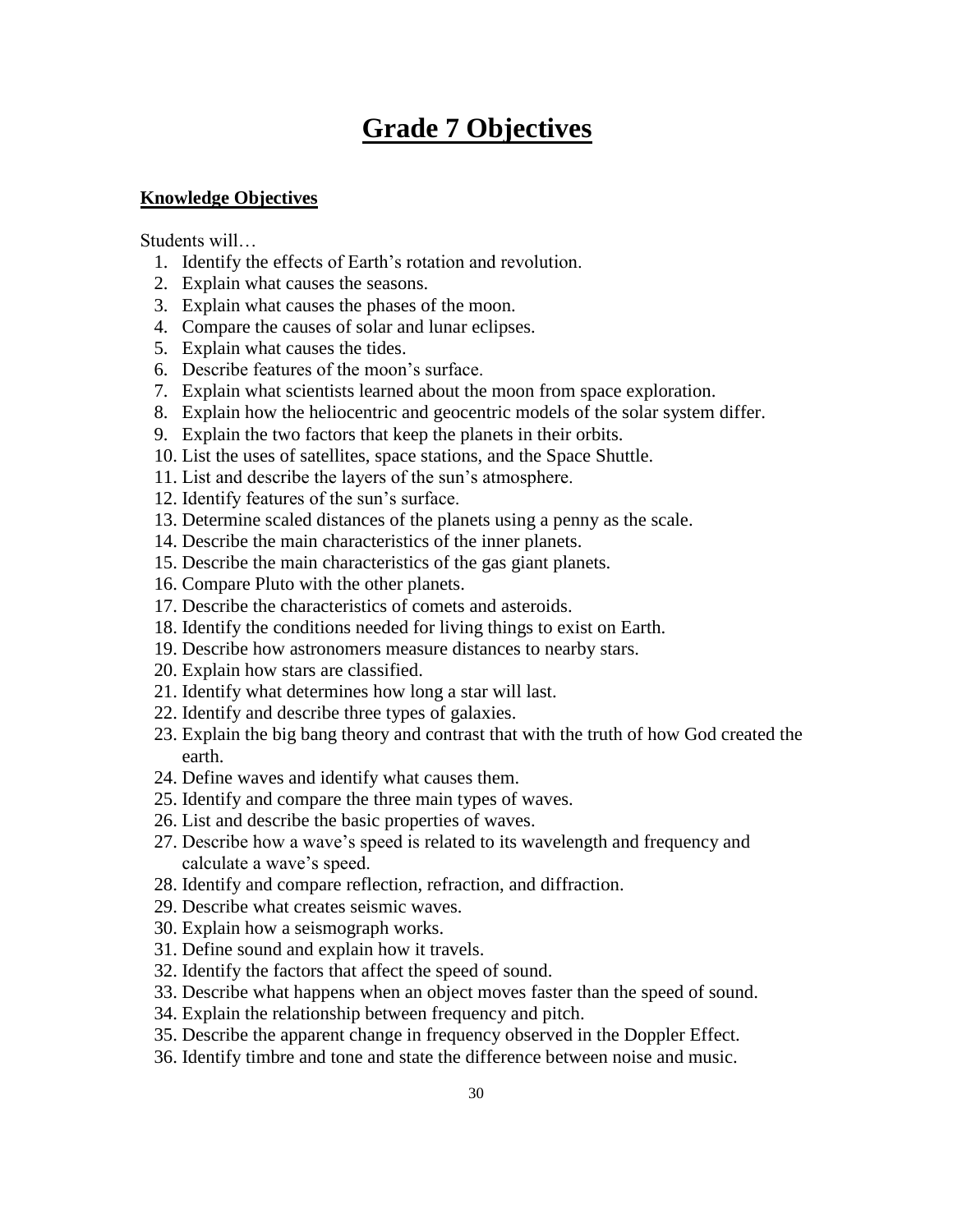# Grade 7 Objectives

## Knowledge Objectives

Students will…

1. Identify the effects of Earth's rotation and revolution.
2. Explain what causes the seasons.
3. Explain what causes the phases of the moon.
4. Compare the causes of solar and lunar eclipses.
5. Explain what causes the tides.
6. Describe features of the moon's surface.
7. Explain what scientists learned about the moon from space exploration.
8. Explain how the heliocentric and geocentric models of the solar system differ.
9. Explain the two factors that keep the planets in their orbits.
10. List the uses of satellites, space stations, and the Space Shuttle.
11. List and describe the layers of the sun's atmosphere.
12. Identify features of the sun's surface.
13. Determine scaled distances of the planets using a penny as the scale.
14. Describe the main characteristics of the inner planets.
15. Describe the main characteristics of the gas giant planets.
16. Compare Pluto with the other planets.
17. Describe the characteristics of comets and asteroids.
18. Identify the conditions needed for living things to exist on Earth.
19. Describe how astronomers measure distances to nearby stars.
20. Explain how stars are classified.
21. Identify what determines how long a star will last.
22. Identify and describe three types of galaxies.
23. Explain the big bang theory and contrast that with the truth of how God created the earth.
24. Define waves and identify what causes them.
25. Identify and compare the three main types of waves.
26. List and describe the basic properties of waves.
27. Describe how a wave's speed is related to its wavelength and frequency and calculate a wave's speed.
28. Identify and compare reflection, refraction, and diffraction.
29. Describe what creates seismic waves.
30. Explain how a seismograph works.
31. Define sound and explain how it travels.
32. Identify the factors that affect the speed of sound.
33. Describe what happens when an object moves faster than the speed of sound.
34. Explain the relationship between frequency and pitch.
35. Describe the apparent change in frequency observed in the Doppler Effect.
36. Identify timbre and tone and state the difference between noise and music.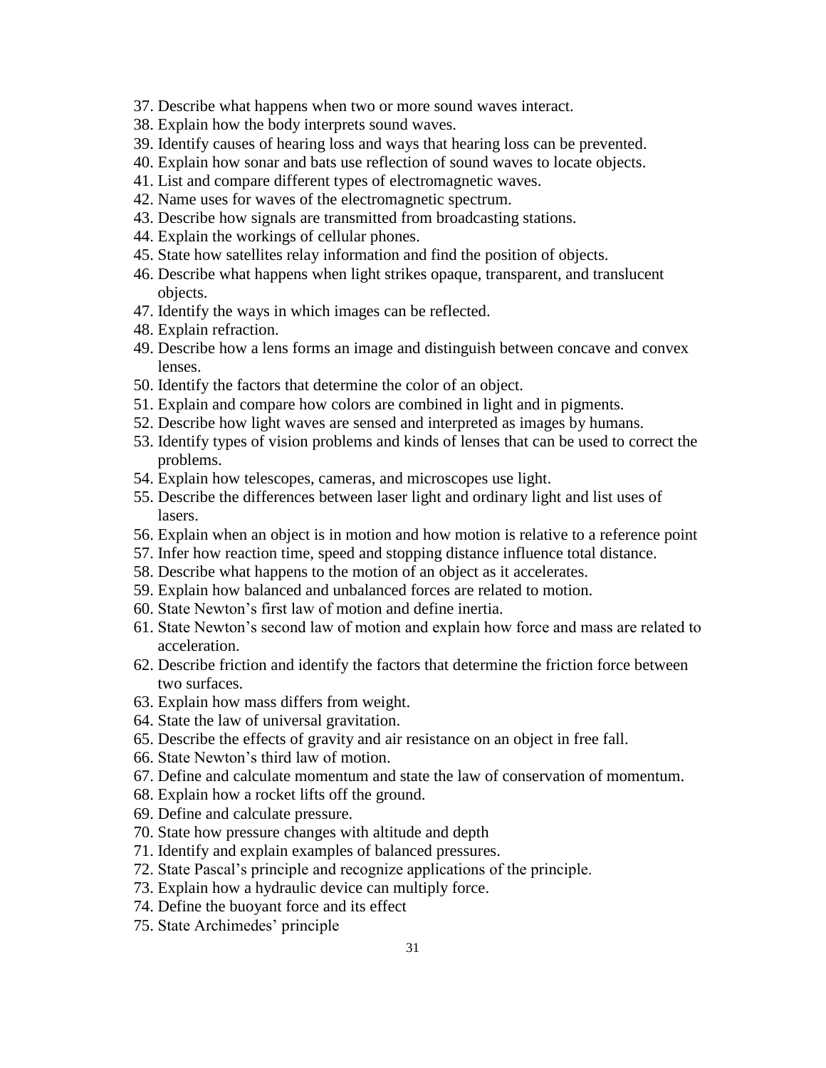37. Describe what happens when two or more sound waves interact.
38. Explain how the body interprets sound waves.
39. Identify causes of hearing loss and ways that hearing loss can be prevented.
40. Explain how sonar and bats use reflection of sound waves to locate objects.
41. List and compare different types of electromagnetic waves.
42. Name uses for waves of the electromagnetic spectrum.
43. Describe how signals are transmitted from broadcasting stations.
44. Explain the workings of cellular phones.
45. State how satellites relay information and find the position of objects.
46. Describe what happens when light strikes opaque, transparent, and translucent objects.
47. Identify the ways in which images can be reflected.
48. Explain refraction.
49. Describe how a lens forms an image and distinguish between concave and convex lenses.
50. Identify the factors that determine the color of an object.
51. Explain and compare how colors are combined in light and in pigments.
52. Describe how light waves are sensed and interpreted as images by humans.
53. Identify types of vision problems and kinds of lenses that can be used to correct the problems.
54. Explain how telescopes, cameras, and microscopes use light.
55. Describe the differences between laser light and ordinary light and list uses of lasers.
56. Explain when an object is in motion and how motion is relative to a reference point
57. Infer how reaction time, speed and stopping distance influence total distance.
58. Describe what happens to the motion of an object as it accelerates.
59. Explain how balanced and unbalanced forces are related to motion.
60. State Newton's first law of motion and define inertia.
61. State Newton's second law of motion and explain how force and mass are related to acceleration.
62. Describe friction and identify the factors that determine the friction force between two surfaces.
63. Explain how mass differs from weight.
64. State the law of universal gravitation.
65. Describe the effects of gravity and air resistance on an object in free fall.
66. State Newton's third law of motion.
67. Define and calculate momentum and state the law of conservation of momentum.
68. Explain how a rocket lifts off the ground.
69. Define and calculate pressure.
70. State how pressure changes with altitude and depth
71. Identify and explain examples of balanced pressures.
72. State Pascal's principle and recognize applications of the principle.
73. Explain how a hydraulic device can multiply force.
74. Define the buoyant force and its effect
75. State Archimedes' principle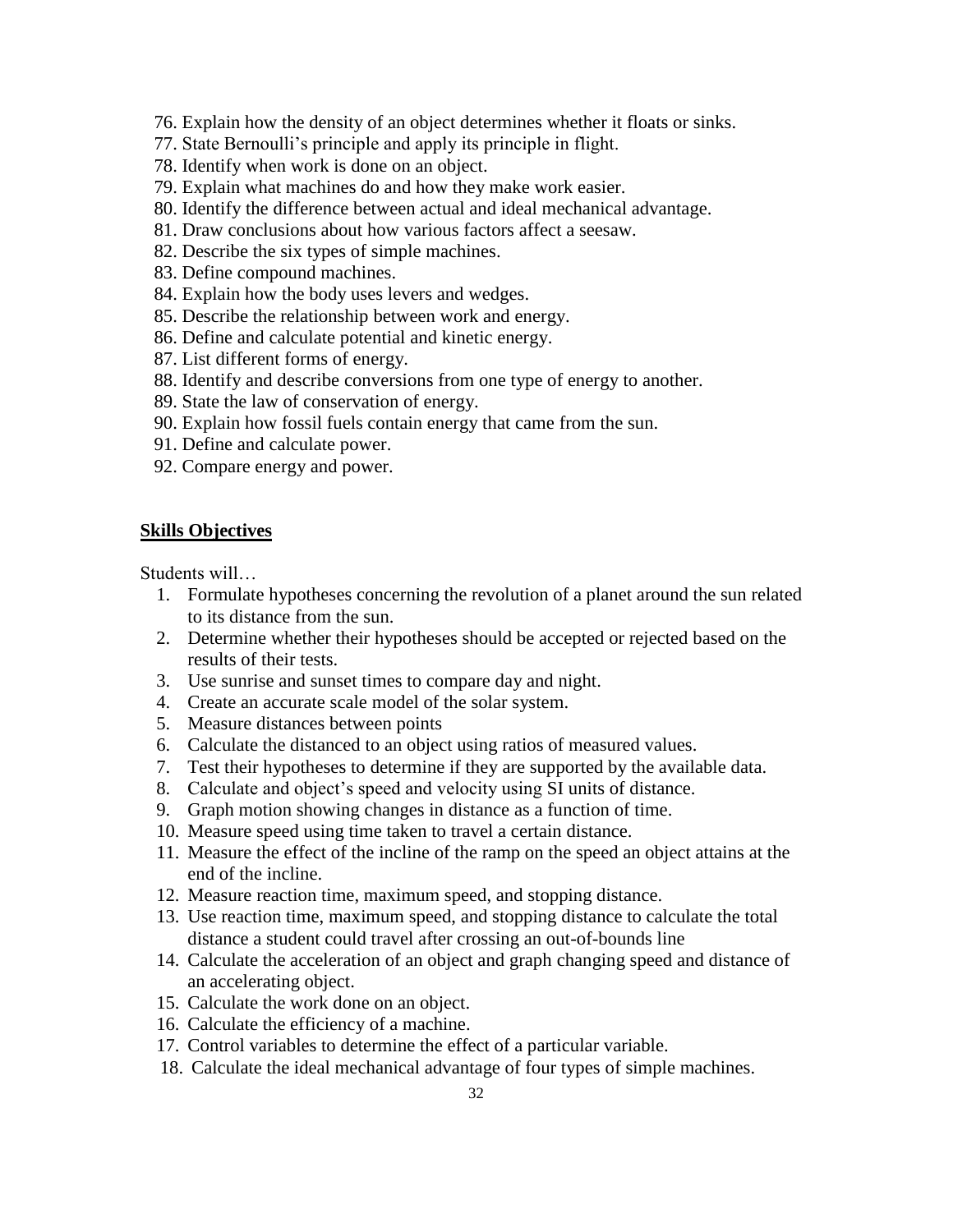76. Explain how the density of an object determines whether it floats or sinks.
77. State Bernoulli's principle and apply its principle in flight.
78. Identify when work is done on an object.
79. Explain what machines do and how they make work easier.
80. Identify the difference between actual and ideal mechanical advantage.
81. Draw conclusions about how various factors affect a seesaw.
82. Describe the six types of simple machines.
83. Define compound machines.
84. Explain how the body uses levers and wedges.
85. Describe the relationship between work and energy.
86. Define and calculate potential and kinetic energy.
87. List different forms of energy.
88. Identify and describe conversions from one type of energy to another.
89. State the law of conservation of energy.
90. Explain how fossil fuels contain energy that came from the sun.
91. Define and calculate power.
92. Compare energy and power.

**Skills Objectives**

Students will…

1. Formulate hypotheses concerning the revolution of a planet around the sun related to its distance from the sun.
2. Determine whether their hypotheses should be accepted or rejected based on the results of their tests.
3. Use sunrise and sunset times to compare day and night.
4. Create an accurate scale model of the solar system.
5. Measure distances between points
6. Calculate the distanced to an object using ratios of measured values.
7. Test their hypotheses to determine if they are supported by the available data.
8. Calculate and object's speed and velocity using SI units of distance.
9. Graph motion showing changes in distance as a function of time.
10. Measure speed using time taken to travel a certain distance.
11. Measure the effect of the incline of the ramp on the speed an object attains at the end of the incline.
12. Measure reaction time, maximum speed, and stopping distance.
13. Use reaction time, maximum speed, and stopping distance to calculate the total distance a student could travel after crossing an out-of-bounds line
14. Calculate the acceleration of an object and graph changing speed and distance of an accelerating object.
15. Calculate the work done on an object.
16. Calculate the efficiency of a machine.
17. Control variables to determine the effect of a particular variable.
18. Calculate the ideal mechanical advantage of four types of simple machines.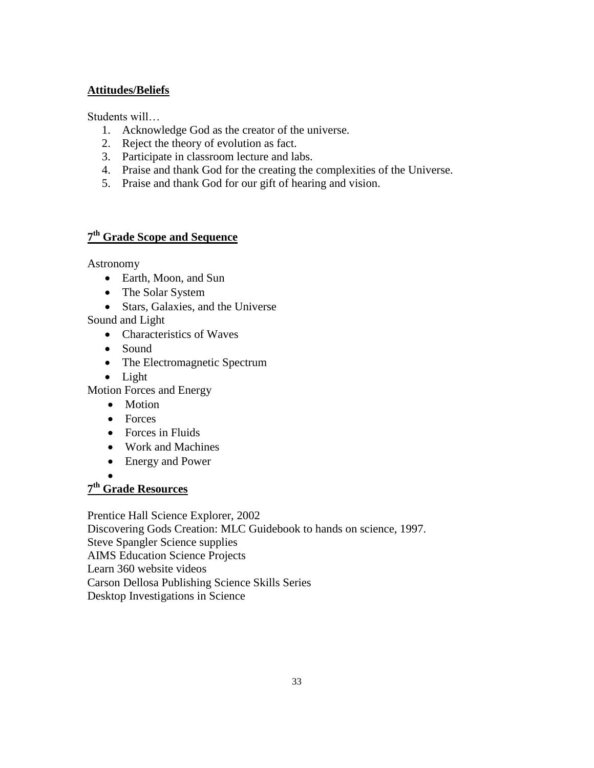**Attitudes/Beliefs**

Students will…

1. Acknowledge God as the creator of the universe.
2. Reject the theory of evolution as fact.
3. Participate in classroom lecture and labs.
4. Praise and thank God for the creating the complexities of the Universe.
5. Praise and thank God for our gift of hearing and vision.

**7th Grade Scope and Sequence**

Astronomy

- Earth, Moon, and Sun
- The Solar System
- Stars, Galaxies, and the Universe

Sound and Light

- Characteristics of Waves
- Sound
- The Electromagnetic Spectrum
- Light

Motion Forces and Energy

- Motion
- Forces
- Forces in Fluids
- Work and Machines
- Energy and Power

**7th Grade Resources**

Prentice Hall Science Explorer, 2002
Discovering Gods Creation: MLC Guidebook to hands on science, 1997.
Steve Spangler Science supplies
AIMS Education Science Projects
Learn 360 website videos
Carson Dellosa Publishing Science Skills Series
Desktop Investigations in Science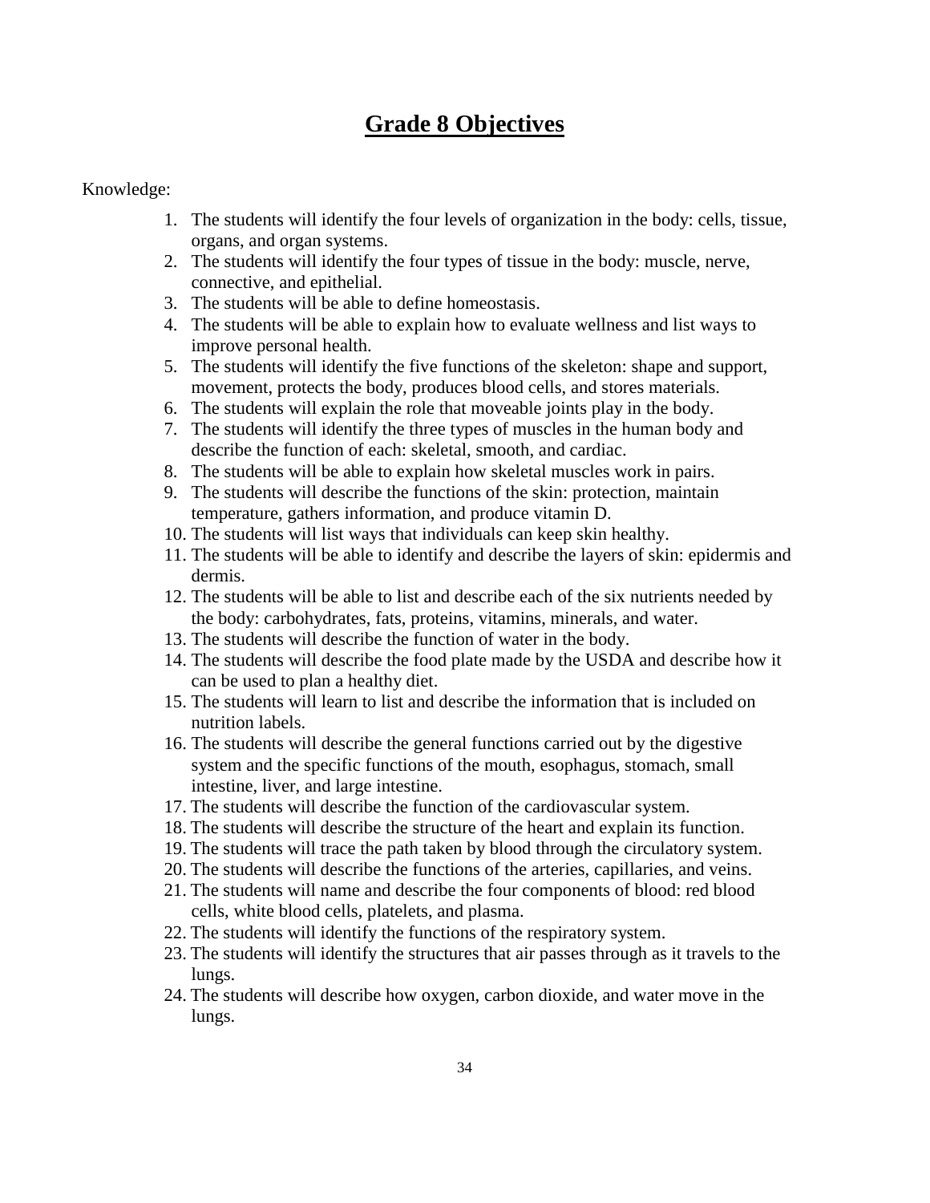# Grade 8 Objectives

Knowledge:

1. The students will identify the four levels of organization in the body: cells, tissue, organs, and organ systems.
2. The students will identify the four types of tissue in the body: muscle, nerve, connective, and epithelial.
3. The students will be able to define homeostasis.
4. The students will be able to explain how to evaluate wellness and list ways to improve personal health.
5. The students will identify the five functions of the skeleton: shape and support, movement, protects the body, produces blood cells, and stores materials.
6. The students will explain the role that moveable joints play in the body.
7. The students will identify the three types of muscles in the human body and describe the function of each: skeletal, smooth, and cardiac.
8. The students will be able to explain how skeletal muscles work in pairs.
9. The students will describe the functions of the skin: protection, maintain temperature, gathers information, and produce vitamin D.
10. The students will list ways that individuals can keep skin healthy.
11. The students will be able to identify and describe the layers of skin: epidermis and dermis.
12. The students will be able to list and describe each of the six nutrients needed by the body: carbohydrates, fats, proteins, vitamins, minerals, and water.
13. The students will describe the function of water in the body.
14. The students will describe the food plate made by the USDA and describe how it can be used to plan a healthy diet.
15. The students will learn to list and describe the information that is included on nutrition labels.
16. The students will describe the general functions carried out by the digestive system and the specific functions of the mouth, esophagus, stomach, small intestine, liver, and large intestine.
17. The students will describe the function of the cardiovascular system.
18. The students will describe the structure of the heart and explain its function.
19. The students will trace the path taken by blood through the circulatory system.
20. The students will describe the functions of the arteries, capillaries, and veins.
21. The students will name and describe the four components of blood: red blood cells, white blood cells, platelets, and plasma.
22. The students will identify the functions of the respiratory system.
23. The students will identify the structures that air passes through as it travels to the lungs.
24. The students will describe how oxygen, carbon dioxide, and water move in the lungs.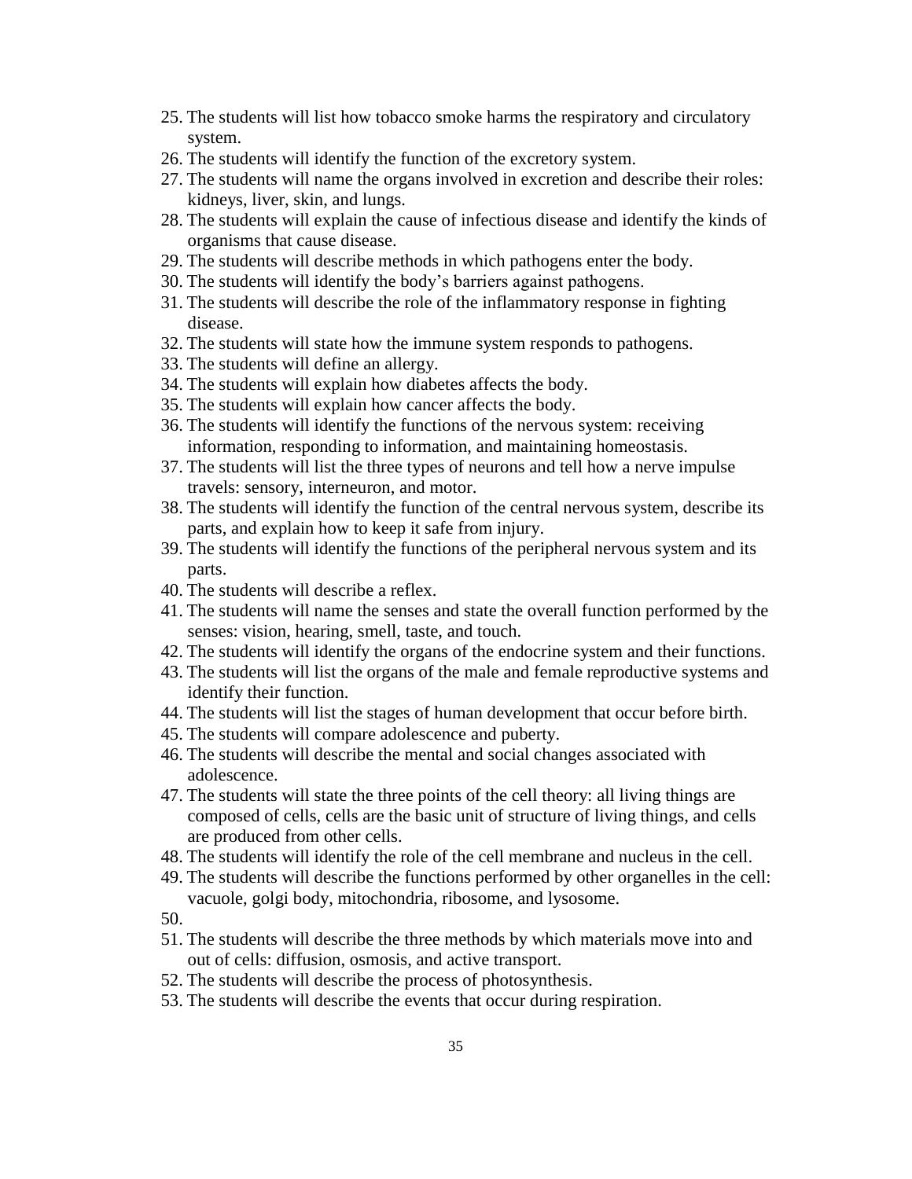25. The students will list how tobacco smoke harms the respiratory and circulatory system.
26. The students will identify the function of the excretory system.
27. The students will name the organs involved in excretion and describe their roles: kidneys, liver, skin, and lungs.
28. The students will explain the cause of infectious disease and identify the kinds of organisms that cause disease.
29. The students will describe methods in which pathogens enter the body.
30. The students will identify the body's barriers against pathogens.
31. The students will describe the role of the inflammatory response in fighting disease.
32. The students will state how the immune system responds to pathogens.
33. The students will define an allergy.
34. The students will explain how diabetes affects the body.
35. The students will explain how cancer affects the body.
36. The students will identify the functions of the nervous system: receiving information, responding to information, and maintaining homeostasis.
37. The students will list the three types of neurons and tell how a nerve impulse travels: sensory, interneuron, and motor.
38. The students will identify the function of the central nervous system, describe its parts, and explain how to keep it safe from injury.
39. The students will identify the functions of the peripheral nervous system and its parts.
40. The students will describe a reflex.
41. The students will name the senses and state the overall function performed by the senses: vision, hearing, smell, taste, and touch.
42. The students will identify the organs of the endocrine system and their functions.
43. The students will list the organs of the male and female reproductive systems and identify their function.
44. The students will list the stages of human development that occur before birth.
45. The students will compare adolescence and puberty.
46. The students will describe the mental and social changes associated with adolescence.
47. The students will state the three points of the cell theory: all living things are composed of cells, cells are the basic unit of structure of living things, and cells are produced from other cells.
48. The students will identify the role of the cell membrane and nucleus in the cell.
49. The students will describe the functions performed by other organelles in the cell: vacuole, golgi body, mitochondria, ribosome, and lysosome.
50. 
51. The students will describe the three methods by which materials move into and out of cells: diffusion, osmosis, and active transport.
52. The students will describe the process of photosynthesis.
53. The students will describe the events that occur during respiration.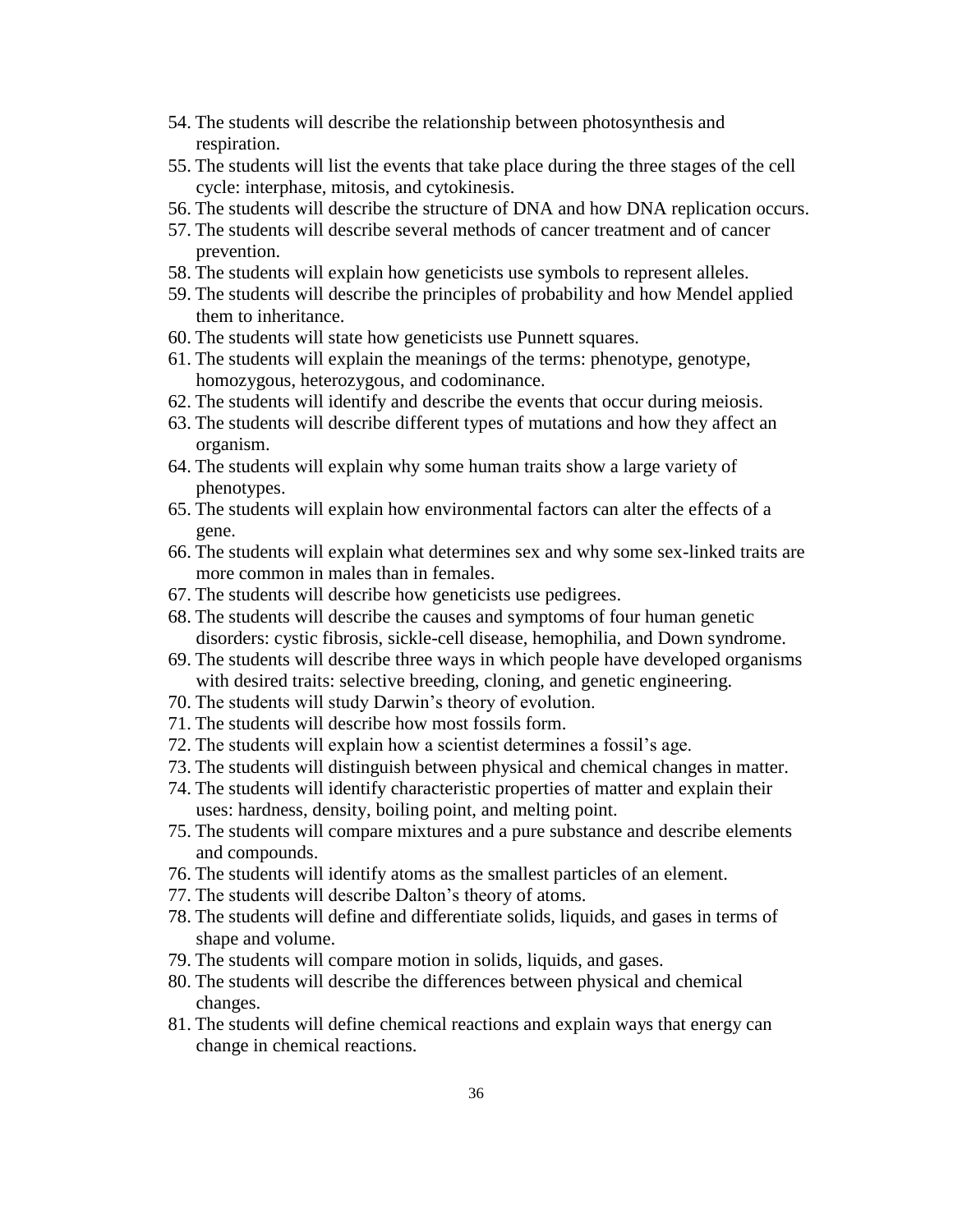54. The students will describe the relationship between photosynthesis and respiration.
55. The students will list the events that take place during the three stages of the cell cycle: interphase, mitosis, and cytokinesis.
56. The students will describe the structure of DNA and how DNA replication occurs.
57. The students will describe several methods of cancer treatment and of cancer prevention.
58. The students will explain how geneticists use symbols to represent alleles.
59. The students will describe the principles of probability and how Mendel applied them to inheritance.
60. The students will state how geneticists use Punnett squares.
61. The students will explain the meanings of the terms: phenotype, genotype, homozygous, heterozygous, and codominance.
62. The students will identify and describe the events that occur during meiosis.
63. The students will describe different types of mutations and how they affect an organism.
64. The students will explain why some human traits show a large variety of phenotypes.
65. The students will explain how environmental factors can alter the effects of a gene.
66. The students will explain what determines sex and why some sex-linked traits are more common in males than in females.
67. The students will describe how geneticists use pedigrees.
68. The students will describe the causes and symptoms of four human genetic disorders: cystic fibrosis, sickle-cell disease, hemophilia, and Down syndrome.
69. The students will describe three ways in which people have developed organisms with desired traits: selective breeding, cloning, and genetic engineering.
70. The students will study Darwin's theory of evolution.
71. The students will describe how most fossils form.
72. The students will explain how a scientist determines a fossil's age.
73. The students will distinguish between physical and chemical changes in matter.
74. The students will identify characteristic properties of matter and explain their uses: hardness, density, boiling point, and melting point.
75. The students will compare mixtures and a pure substance and describe elements and compounds.
76. The students will identify atoms as the smallest particles of an element.
77. The students will describe Dalton's theory of atoms.
78. The students will define and differentiate solids, liquids, and gases in terms of shape and volume.
79. The students will compare motion in solids, liquids, and gases.
80. The students will describe the differences between physical and chemical changes.
81. The students will define chemical reactions and explain ways that energy can change in chemical reactions.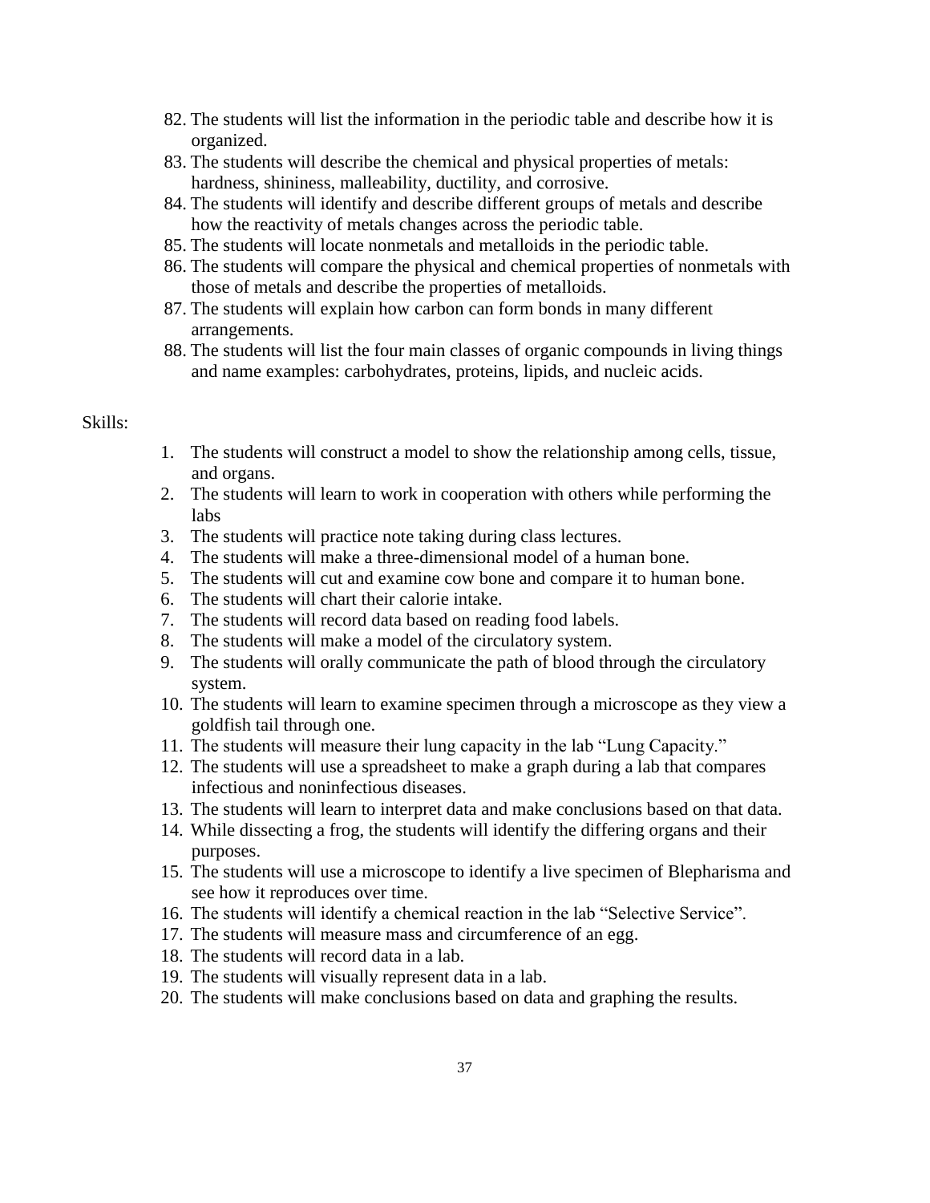82. The students will list the information in the periodic table and describe how it is organized.
83. The students will describe the chemical and physical properties of metals: hardness, shininess, malleability, ductility, and corrosive.
84. The students will identify and describe different groups of metals and describe how the reactivity of metals changes across the periodic table.
85. The students will locate nonmetals and metalloids in the periodic table.
86. The students will compare the physical and chemical properties of nonmetals with those of metals and describe the properties of metalloids.
87. The students will explain how carbon can form bonds in many different arrangements.
88. The students will list the four main classes of organic compounds in living things and name examples: carbohydrates, proteins, lipids, and nucleic acids.

Skills:

1. The students will construct a model to show the relationship among cells, tissue, and organs.
2. The students will learn to work in cooperation with others while performing the labs
3. The students will practice note taking during class lectures.
4. The students will make a three-dimensional model of a human bone.
5. The students will cut and examine cow bone and compare it to human bone.
6. The students will chart their calorie intake.
7. The students will record data based on reading food labels.
8. The students will make a model of the circulatory system.
9. The students will orally communicate the path of blood through the circulatory system.
10. The students will learn to examine specimen through a microscope as they view a goldfish tail through one.
11. The students will measure their lung capacity in the lab "Lung Capacity."
12. The students will use a spreadsheet to make a graph during a lab that compares infectious and noninfectious diseases.
13. The students will learn to interpret data and make conclusions based on that data.
14. While dissecting a frog, the students will identify the differing organs and their purposes.
15. The students will use a microscope to identify a live specimen of Blepharisma and see how it reproduces over time.
16. The students will identify a chemical reaction in the lab "Selective Service".
17. The students will measure mass and circumference of an egg.
18. The students will record data in a lab.
19. The students will visually represent data in a lab.
20. The students will make conclusions based on data and graphing the results.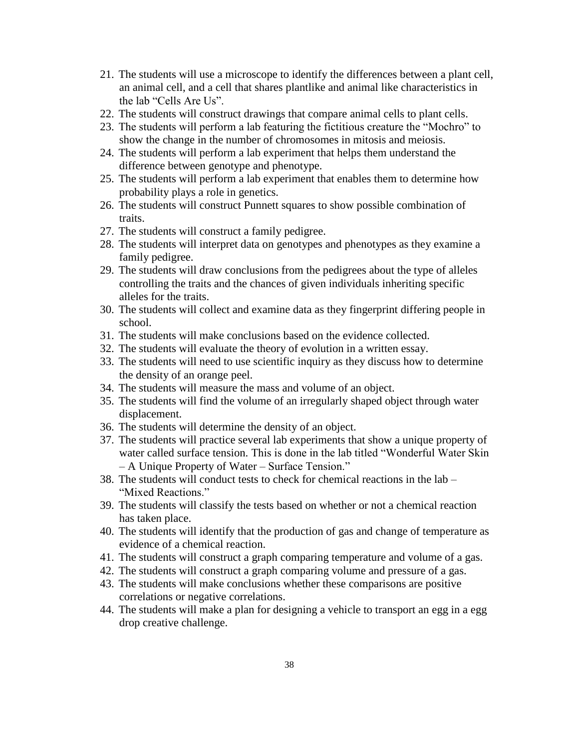21. The students will use a microscope to identify the differences between a plant cell, an animal cell, and a cell that shares plantlike and animal like characteristics in the lab "Cells Are Us".
22. The students will construct drawings that compare animal cells to plant cells.
23. The students will perform a lab featuring the fictitious creature the "Mochro" to show the change in the number of chromosomes in mitosis and meiosis.
24. The students will perform a lab experiment that helps them understand the difference between genotype and phenotype.
25. The students will perform a lab experiment that enables them to determine how probability plays a role in genetics.
26. The students will construct Punnett squares to show possible combination of traits.
27. The students will construct a family pedigree.
28. The students will interpret data on genotypes and phenotypes as they examine a family pedigree.
29. The students will draw conclusions from the pedigrees about the type of alleles controlling the traits and the chances of given individuals inheriting specific alleles for the traits.
30. The students will collect and examine data as they fingerprint differing people in school.
31. The students will make conclusions based on the evidence collected.
32. The students will evaluate the theory of evolution in a written essay.
33. The students will need to use scientific inquiry as they discuss how to determine the density of an orange peel.
34. The students will measure the mass and volume of an object.
35. The students will find the volume of an irregularly shaped object through water displacement.
36. The students will determine the density of an object.
37. The students will practice several lab experiments that show a unique property of water called surface tension. This is done in the lab titled "Wonderful Water Skin – A Unique Property of Water – Surface Tension."
38. The students will conduct tests to check for chemical reactions in the lab – "Mixed Reactions."
39. The students will classify the tests based on whether or not a chemical reaction has taken place.
40. The students will identify that the production of gas and change of temperature as evidence of a chemical reaction.
41. The students will construct a graph comparing temperature and volume of a gas.
42. The students will construct a graph comparing volume and pressure of a gas.
43. The students will make conclusions whether these comparisons are positive correlations or negative correlations.
44. The students will make a plan for designing a vehicle to transport an egg in a egg drop creative challenge.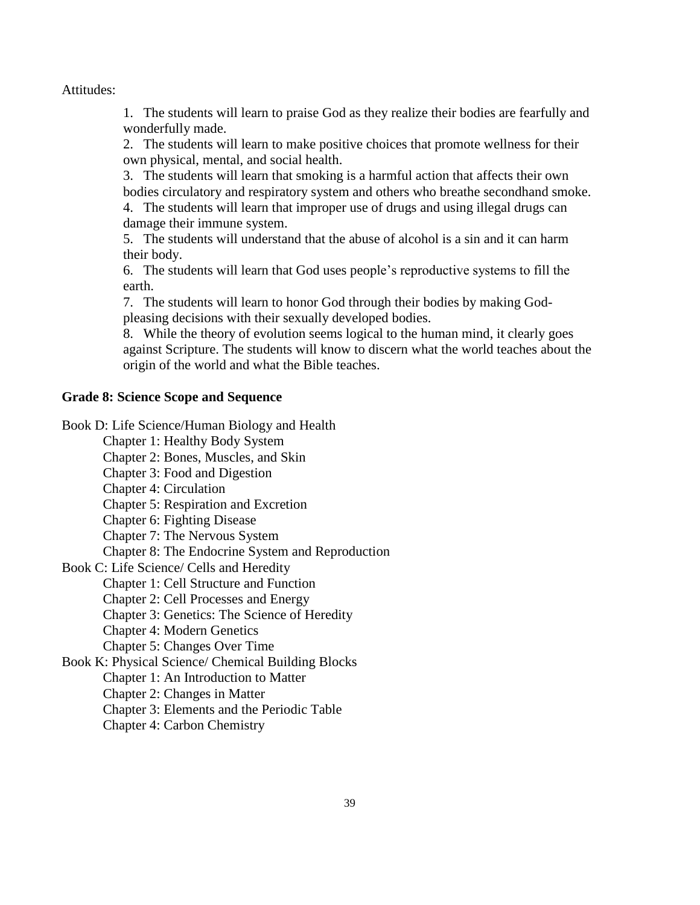Attitudes:

1. The students will learn to praise God as they realize their bodies are fearfully and wonderfully made.
2. The students will learn to make positive choices that promote wellness for their own physical, mental, and social health.
3. The students will learn that smoking is a harmful action that affects their own bodies circulatory and respiratory system and others who breathe secondhand smoke.
4. The students will learn that improper use of drugs and using illegal drugs can damage their immune system.
5. The students will understand that the abuse of alcohol is a sin and it can harm their body.
6. The students will learn that God uses people's reproductive systems to fill the earth.
7. The students will learn to honor God through their bodies by making God-pleasing decisions with their sexually developed bodies.
8. While the theory of evolution seems logical to the human mind, it clearly goes against Scripture. The students will know to discern what the world teaches about the origin of the world and what the Bible teaches.

**Grade 8: Science Scope and Sequence**

Book D: Life Science/Human Biology and Health
- Chapter 1: Healthy Body System
- Chapter 2: Bones, Muscles, and Skin
- Chapter 3: Food and Digestion
- Chapter 4: Circulation
- Chapter 5: Respiration and Excretion
- Chapter 6: Fighting Disease
- Chapter 7: The Nervous System
- Chapter 8: The Endocrine System and Reproduction

Book C: Life Science/ Cells and Heredity
- Chapter 1: Cell Structure and Function
- Chapter 2: Cell Processes and Energy
- Chapter 3: Genetics: The Science of Heredity
- Chapter 4: Modern Genetics
- Chapter 5: Changes Over Time

Book K: Physical Science/ Chemical Building Blocks
- Chapter 1: An Introduction to Matter
- Chapter 2: Changes in Matter
- Chapter 3: Elements and the Periodic Table
- Chapter 4: Carbon Chemistry